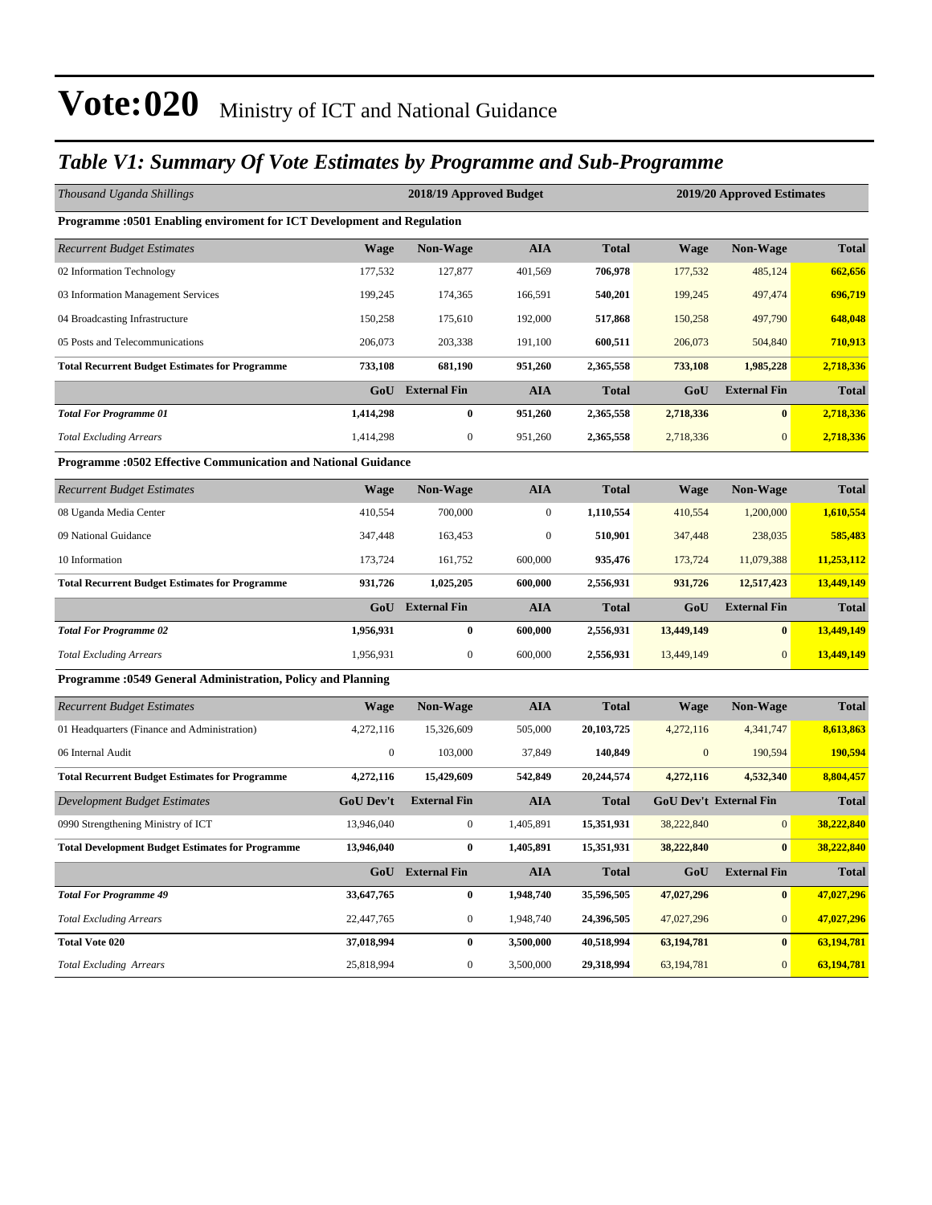# Vote:020 Ministry of ICT and National Guidance

## *Table V1: Summary Of Vote Estimates by Programme and Sub-Programme*

| *Thousand Uganda Shillings* | 2018/19 Approved Budget | | | | 2019/20 Approved Estimates | | |
|---|---|---|---|---|---|---|---|
| **Programme :0501 Enabling enviroment for ICT Development and Regulation** | | | | | | | |
| *Recurrent Budget Estimates* | **Wage** | **Non-Wage** | **AIA** | **Total** | **Wage** | **Non-Wage** | **Total** |
| 02 Information Technology | 177,532 | 127,877 | 401,569 | **706,978** | 177,532 | 485,124 | **662,656** |
| 03 Information Management Services | 199,245 | 174,365 | 166,591 | **540,201** | 199,245 | 497,474 | **696,719** |
| 04 Broadcasting Infrastructure | 150,258 | 175,610 | 192,000 | **517,868** | 150,258 | 497,790 | **648,048** |
| 05 Posts and Telecommunications | 206,073 | 203,338 | 191,100 | **600,511** | 206,073 | 504,840 | **710,913** |
| **Total Recurrent Budget Estimates for Programme** | **733,108** | **681,190** | **951,260** | **2,365,558** | **733,108** | **1,985,228** | **2,718,336** |
| | **GoU** | **External Fin** | **AIA** | **Total** | **GoU** | **External Fin** | **Total** |
| ***Total For Programme 01*** | **1,414,298** | **0** | **951,260** | **2,365,558** | **2,718,336** | **0** | **2,718,336** |
| *Total Excluding Arrears* | 1,414,298 | 0 | 951,260 | **2,365,558** | 2,718,336 | 0 | **2,718,336** |
| **Programme :0502 Effective Communication and National Guidance** | | | | | | | |
| *Recurrent Budget Estimates* | **Wage** | **Non-Wage** | **AIA** | **Total** | **Wage** | **Non-Wage** | **Total** |
| 08 Uganda Media Center | 410,554 | 700,000 | 0 | **1,110,554** | 410,554 | 1,200,000 | **1,610,554** |
| 09 National Guidance | 347,448 | 163,453 | 0 | **510,901** | 347,448 | 238,035 | **585,483** |
| 10 Information | 173,724 | 161,752 | 600,000 | **935,476** | 173,724 | 11,079,388 | **11,253,112** |
| **Total Recurrent Budget Estimates for Programme** | **931,726** | **1,025,205** | **600,000** | **2,556,931** | **931,726** | **12,517,423** | **13,449,149** |
| | **GoU** | **External Fin** | **AIA** | **Total** | **GoU** | **External Fin** | **Total** |
| ***Total For Programme 02*** | **1,956,931** | **0** | **600,000** | **2,556,931** | **13,449,149** | **0** | **13,449,149** |
| *Total Excluding Arrears* | 1,956,931 | 0 | 600,000 | **2,556,931** | 13,449,149 | 0 | **13,449,149** |
| **Programme :0549 General Administration, Policy and Planning** | | | | | | | |
| *Recurrent Budget Estimates* | **Wage** | **Non-Wage** | **AIA** | **Total** | **Wage** | **Non-Wage** | **Total** |
| 01 Headquarters (Finance and Administration) | 4,272,116 | 15,326,609 | 505,000 | **20,103,725** | 4,272,116 | 4,341,747 | **8,613,863** |
| 06 Internal Audit | 0 | 103,000 | 37,849 | **140,849** | 0 | 190,594 | **190,594** |
| **Total Recurrent Budget Estimates for Programme** | **4,272,116** | **15,429,609** | **542,849** | **20,244,574** | **4,272,116** | **4,532,340** | **8,804,457** |
| *Development Budget Estimates* | **GoU Dev't** | **External Fin** | **AIA** | **Total** | **GoU Dev't** | **External Fin** | **Total** |
| 0990 Strengthening Ministry of ICT | 13,946,040 | 0 | 1,405,891 | **15,351,931** | 38,222,840 | 0 | **38,222,840** |
| **Total Development Budget Estimates for Programme** | **13,946,040** | **0** | **1,405,891** | **15,351,931** | **38,222,840** | **0** | **38,222,840** |
| | **GoU** | **External Fin** | **AIA** | **Total** | **GoU** | **External Fin** | **Total** |
| ***Total For Programme 49*** | **33,647,765** | **0** | **1,948,740** | **35,596,505** | **47,027,296** | **0** | **47,027,296** |
| *Total Excluding Arrears* | 22,447,765 | 0 | 1,948,740 | **24,396,505** | 47,027,296 | 0 | **47,027,296** |
| **Total Vote 020** | **37,018,994** | **0** | **3,500,000** | **40,518,994** | **63,194,781** | **0** | **63,194,781** |
| *Total Excluding Arrears* | 25,818,994 | 0 | 3,500,000 | **29,318,994** | 63,194,781 | 0 | **63,194,781** |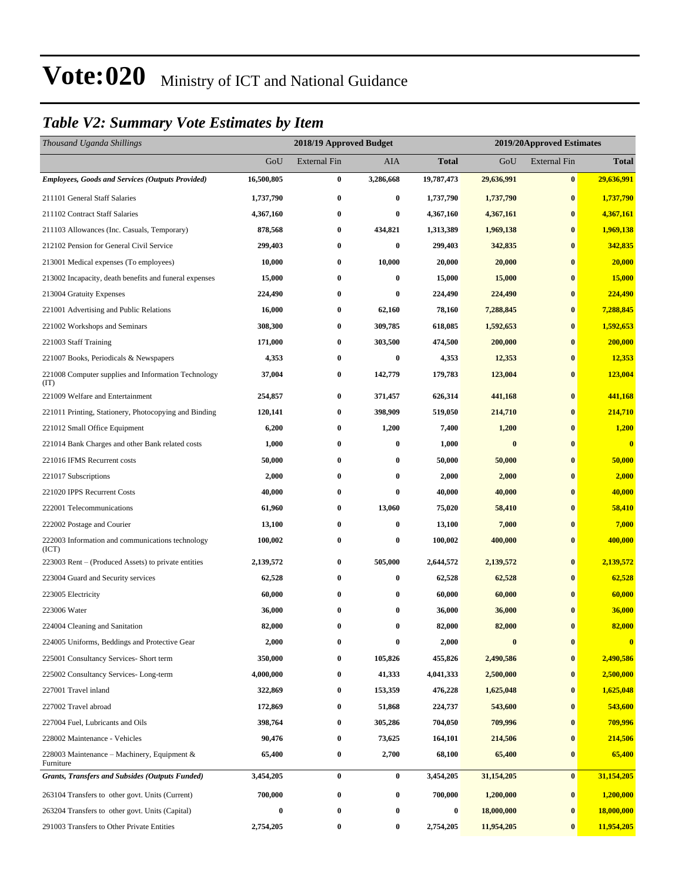# Vote:020 Ministry of ICT and National Guidance

## *Table V2: Summary Vote Estimates by Item*

| *Thousand Uganda Shillings* | 2018/19 Approved Budget | | | | 2019/20Approved Estimates | | |
|---|---|---|---|---|---|---|---|
| | GoU | External Fin | AIA | **Total** | GoU | External Fin | **Total** |
| ***Employees, Goods and Services (Outputs Provided)*** | **16,500,805** | **0** | **3,286,668** | **19,787,473** | **29,636,991** | **0** | **29,636,991** |
| 211101 General Staff Salaries | **1,737,790** | **0** | **0** | **1,737,790** | **1,737,790** | **0** | **1,737,790** |
| 211102 Contract Staff Salaries | **4,367,160** | **0** | **0** | **4,367,160** | **4,367,161** | **0** | **4,367,161** |
| 211103 Allowances (Inc. Casuals, Temporary) | **878,568** | **0** | **434,821** | **1,313,389** | **1,969,138** | **0** | **1,969,138** |
| 212102 Pension for General Civil Service | **299,403** | **0** | **0** | **299,403** | **342,835** | **0** | **342,835** |
| 213001 Medical expenses (To employees) | **10,000** | **0** | **10,000** | **20,000** | **20,000** | **0** | **20,000** |
| 213002 Incapacity, death benefits and funeral expenses | **15,000** | **0** | **0** | **15,000** | **15,000** | **0** | **15,000** |
| 213004 Gratuity Expenses | **224,490** | **0** | **0** | **224,490** | **224,490** | **0** | **224,490** |
| 221001 Advertising and Public Relations | **16,000** | **0** | **62,160** | **78,160** | **7,288,845** | **0** | **7,288,845** |
| 221002 Workshops and Seminars | **308,300** | **0** | **309,785** | **618,085** | **1,592,653** | **0** | **1,592,653** |
| 221003 Staff Training | **171,000** | **0** | **303,500** | **474,500** | **200,000** | **0** | **200,000** |
| 221007 Books, Periodicals & Newspapers | **4,353** | **0** | **0** | **4,353** | **12,353** | **0** | **12,353** |
| 221008 Computer supplies and Information Technology (IT) | **37,004** | **0** | **142,779** | **179,783** | **123,004** | **0** | **123,004** |
| 221009 Welfare and Entertainment | **254,857** | **0** | **371,457** | **626,314** | **441,168** | **0** | **441,168** |
| 221011 Printing, Stationery, Photocopying and Binding | **120,141** | **0** | **398,909** | **519,050** | **214,710** | **0** | **214,710** |
| 221012 Small Office Equipment | **6,200** | **0** | **1,200** | **7,400** | **1,200** | **0** | **1,200** |
| 221014 Bank Charges and other Bank related costs | **1,000** | **0** | **0** | **1,000** | **0** | **0** | **0** |
| 221016 IFMS Recurrent costs | **50,000** | **0** | **0** | **50,000** | **50,000** | **0** | **50,000** |
| 221017 Subscriptions | **2,000** | **0** | **0** | **2,000** | **2,000** | **0** | **2,000** |
| 221020 IPPS Recurrent Costs | **40,000** | **0** | **0** | **40,000** | **40,000** | **0** | **40,000** |
| 222001 Telecommunications | **61,960** | **0** | **13,060** | **75,020** | **58,410** | **0** | **58,410** |
| 222002 Postage and Courier | **13,100** | **0** | **0** | **13,100** | **7,000** | **0** | **7,000** |
| 222003 Information and communications technology (ICT) | **100,002** | **0** | **0** | **100,002** | **400,000** | **0** | **400,000** |
| 223003 Rent – (Produced Assets) to private entities | **2,139,572** | **0** | **505,000** | **2,644,572** | **2,139,572** | **0** | **2,139,572** |
| 223004 Guard and Security services | **62,528** | **0** | **0** | **62,528** | **62,528** | **0** | **62,528** |
| 223005 Electricity | **60,000** | **0** | **0** | **60,000** | **60,000** | **0** | **60,000** |
| 223006 Water | **36,000** | **0** | **0** | **36,000** | **36,000** | **0** | **36,000** |
| 224004 Cleaning and Sanitation | **82,000** | **0** | **0** | **82,000** | **82,000** | **0** | **82,000** |
| 224005 Uniforms, Beddings and Protective Gear | **2,000** | **0** | **0** | **2,000** | **0** | **0** | **0** |
| 225001 Consultancy Services- Short term | **350,000** | **0** | **105,826** | **455,826** | **2,490,586** | **0** | **2,490,586** |
| 225002 Consultancy Services- Long-term | **4,000,000** | **0** | **41,333** | **4,041,333** | **2,500,000** | **0** | **2,500,000** |
| 227001 Travel inland | **322,869** | **0** | **153,359** | **476,228** | **1,625,048** | **0** | **1,625,048** |
| 227002 Travel abroad | **172,869** | **0** | **51,868** | **224,737** | **543,600** | **0** | **543,600** |
| 227004 Fuel, Lubricants and Oils | **398,764** | **0** | **305,286** | **704,050** | **709,996** | **0** | **709,996** |
| 228002 Maintenance - Vehicles | **90,476** | **0** | **73,625** | **164,101** | **214,506** | **0** | **214,506** |
| 228003 Maintenance – Machinery, Equipment & Furniture | **65,400** | **0** | **2,700** | **68,100** | **65,400** | **0** | **65,400** |
| ***Grants, Transfers and Subsides (Outputs Funded)*** | **3,454,205** | **0** | **0** | **3,454,205** | **31,154,205** | **0** | **31,154,205** |
| 263104 Transfers to other govt. Units (Current) | **700,000** | **0** | **0** | **700,000** | **1,200,000** | **0** | **1,200,000** |
| 263204 Transfers to other govt. Units (Capital) | **0** | **0** | **0** | **0** | **18,000,000** | **0** | **18,000,000** |
| 291003 Transfers to Other Private Entities | **2,754,205** | **0** | **0** | **2,754,205** | **11,954,205** | **0** | **11,954,205** |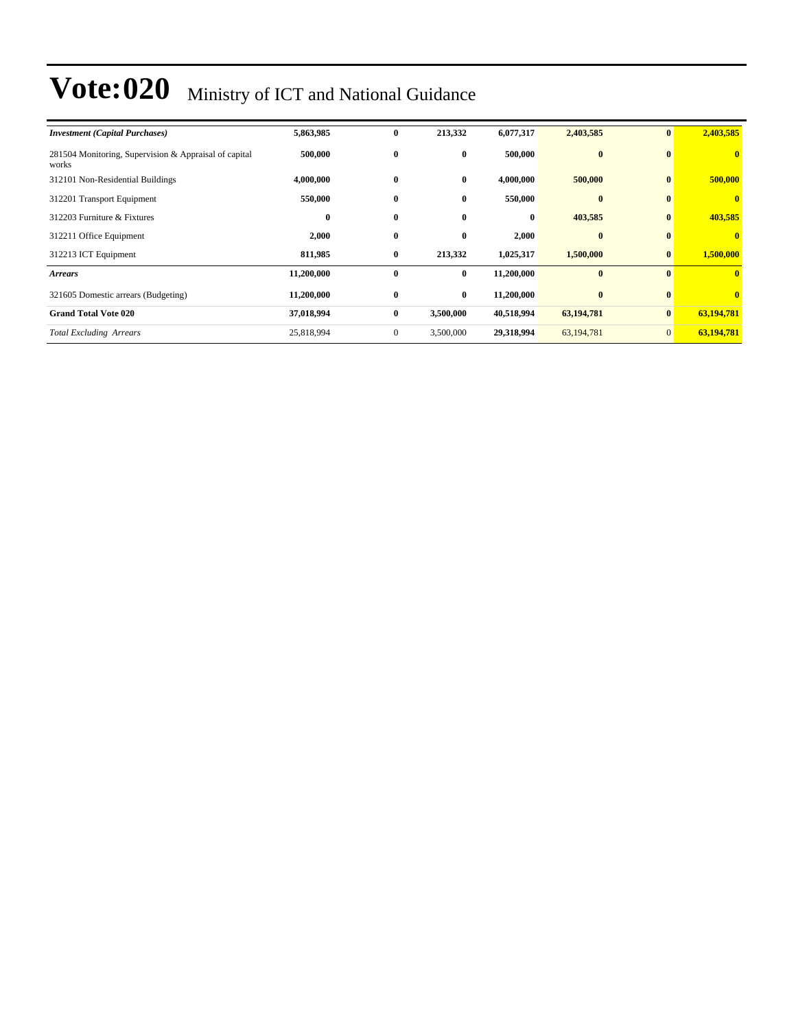# Vote:020 Ministry of ICT and National Guidance

| | | | | | | | |
|---|---|---|---|---|---|---|---|
| ***Investment (Capital Purchases)*** | **5,863,985** | **0** | **213,332** | **6,077,317** | **2,403,585** | **0** | **2,403,585** |
| 281504 Monitoring, Supervision & Appraisal of capital works | **500,000** | **0** | **0** | **500,000** | **0** | **0** | **0** |
| 312101 Non-Residential Buildings | **4,000,000** | **0** | **0** | **4,000,000** | **500,000** | **0** | **500,000** |
| 312201 Transport Equipment | **550,000** | **0** | **0** | **550,000** | **0** | **0** | **0** |
| 312203 Furniture & Fixtures | **0** | **0** | **0** | **0** | **403,585** | **0** | **403,585** |
| 312211 Office Equipment | **2,000** | **0** | **0** | **2,000** | **0** | **0** | **0** |
| 312213 ICT Equipment | **811,985** | **0** | **213,332** | **1,025,317** | **1,500,000** | **0** | **1,500,000** |
| ***Arrears*** | **11,200,000** | **0** | **0** | **11,200,000** | **0** | **0** | **0** |
| 321605 Domestic arrears (Budgeting) | **11,200,000** | **0** | **0** | **11,200,000** | **0** | **0** | **0** |
| **Grand Total Vote 020** | **37,018,994** | **0** | **3,500,000** | **40,518,994** | **63,194,781** | **0** | **63,194,781** |
| *Total Excluding Arrears* | 25,818,994 | 0 | 3,500,000 | **29,318,994** | 63,194,781 | 0 | **63,194,781** |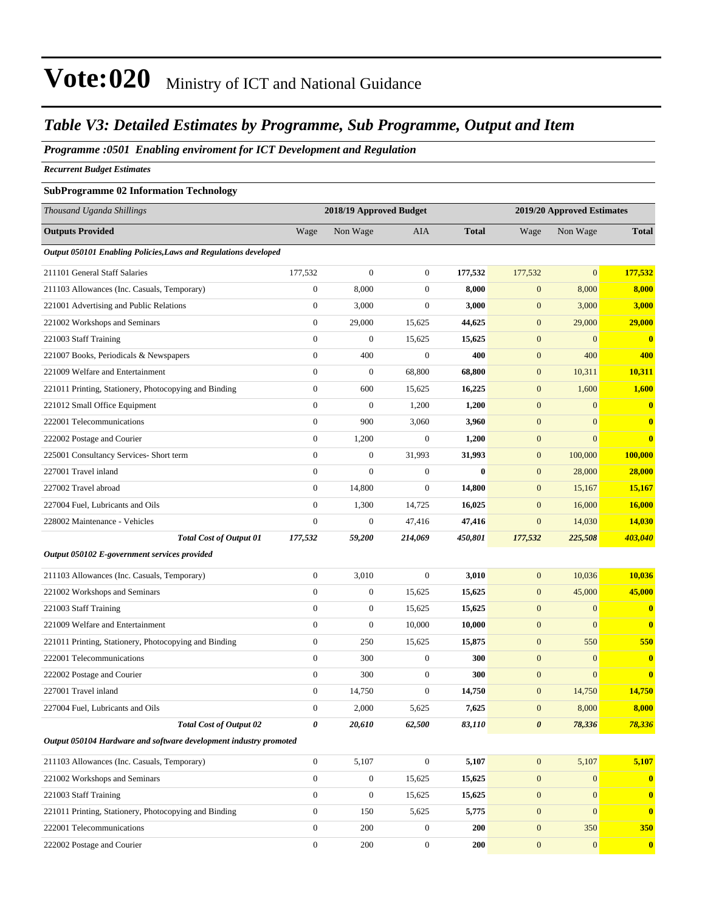# Vote:020 Ministry of ICT and National Guidance

## Table V3: Detailed Estimates by Programme, Sub Programme, Output and Item

### Programme :0501 Enabling enviroment for ICT Development and Regulation

*Recurrent Budget Estimates*

**SubProgramme 02 Information Technology**

| *Thousand Uganda Shillings* | 2018/19 Approved Budget | | | | 2019/20 Approved Estimates | | |
|---|---|---|---|---|---|---|---|
| **Outputs Provided** | Wage | Non Wage | AIA | **Total** | Wage | Non Wage | **Total** |
| ***Output 050101 Enabling Policies,Laws and Regulations developed*** | | | | | | | |
| 211101 General Staff Salaries | 177,532 | 0 | 0 | **177,532** | 177,532 | 0 | **177,532** |
| 211103 Allowances (Inc. Casuals, Temporary) | 0 | 8,000 | 0 | **8,000** | 0 | 8,000 | **8,000** |
| 221001 Advertising and Public Relations | 0 | 3,000 | 0 | **3,000** | 0 | 3,000 | **3,000** |
| 221002 Workshops and Seminars | 0 | 29,000 | 15,625 | **44,625** | 0 | 29,000 | **29,000** |
| 221003 Staff Training | 0 | 0 | 15,625 | **15,625** | 0 | 0 | **0** |
| 221007 Books, Periodicals & Newspapers | 0 | 400 | 0 | **400** | 0 | 400 | **400** |
| 221009 Welfare and Entertainment | 0 | 0 | 68,800 | **68,800** | 0 | 10,311 | **10,311** |
| 221011 Printing, Stationery, Photocopying and Binding | 0 | 600 | 15,625 | **16,225** | 0 | 1,600 | **1,600** |
| 221012 Small Office Equipment | 0 | 0 | 1,200 | **1,200** | 0 | 0 | **0** |
| 222001 Telecommunications | 0 | 900 | 3,060 | **3,960** | 0 | 0 | **0** |
| 222002 Postage and Courier | 0 | 1,200 | 0 | **1,200** | 0 | 0 | **0** |
| 225001 Consultancy Services- Short term | 0 | 0 | 31,993 | **31,993** | 0 | 100,000 | **100,000** |
| 227001 Travel inland | 0 | 0 | 0 | **0** | 0 | 28,000 | **28,000** |
| 227002 Travel abroad | 0 | 14,800 | 0 | **14,800** | 0 | 15,167 | **15,167** |
| 227004 Fuel, Lubricants and Oils | 0 | 1,300 | 14,725 | **16,025** | 0 | 16,000 | **16,000** |
| 228002 Maintenance - Vehicles | 0 | 0 | 47,416 | **47,416** | 0 | 14,030 | **14,030** |
| ***Total Cost of Output 01*** | ***177,532*** | ***59,200*** | ***214,069*** | ***450,801*** | ***177,532*** | ***225,508*** | ***403,040*** |
| ***Output 050102 E-government services provided*** | | | | | | | |
| 211103 Allowances (Inc. Casuals, Temporary) | 0 | 3,010 | 0 | **3,010** | 0 | 10,036 | **10,036** |
| 221002 Workshops and Seminars | 0 | 0 | 15,625 | **15,625** | 0 | 45,000 | **45,000** |
| 221003 Staff Training | 0 | 0 | 15,625 | **15,625** | 0 | 0 | **0** |
| 221009 Welfare and Entertainment | 0 | 0 | 10,000 | **10,000** | 0 | 0 | **0** |
| 221011 Printing, Stationery, Photocopying and Binding | 0 | 250 | 15,625 | **15,875** | 0 | 550 | **550** |
| 222001 Telecommunications | 0 | 300 | 0 | **300** | 0 | 0 | **0** |
| 222002 Postage and Courier | 0 | 300 | 0 | **300** | 0 | 0 | **0** |
| 227001 Travel inland | 0 | 14,750 | 0 | **14,750** | 0 | 14,750 | **14,750** |
| 227004 Fuel, Lubricants and Oils | 0 | 2,000 | 5,625 | **7,625** | 0 | 8,000 | **8,000** |
| ***Total Cost of Output 02*** | ***0*** | ***20,610*** | ***62,500*** | ***83,110*** | ***0*** | ***78,336*** | ***78,336*** |
| ***Output 050104 Hardware and software development industry promoted*** | | | | | | | |
| 211103 Allowances (Inc. Casuals, Temporary) | 0 | 5,107 | 0 | **5,107** | 0 | 5,107 | **5,107** |
| 221002 Workshops and Seminars | 0 | 0 | 15,625 | **15,625** | 0 | 0 | **0** |
| 221003 Staff Training | 0 | 0 | 15,625 | **15,625** | 0 | 0 | **0** |
| 221011 Printing, Stationery, Photocopying and Binding | 0 | 150 | 5,625 | **5,775** | 0 | 0 | **0** |
| 222001 Telecommunications | 0 | 200 | 0 | **200** | 0 | 350 | **350** |
| 222002 Postage and Courier | 0 | 200 | 0 | **200** | 0 | 0 | **0** |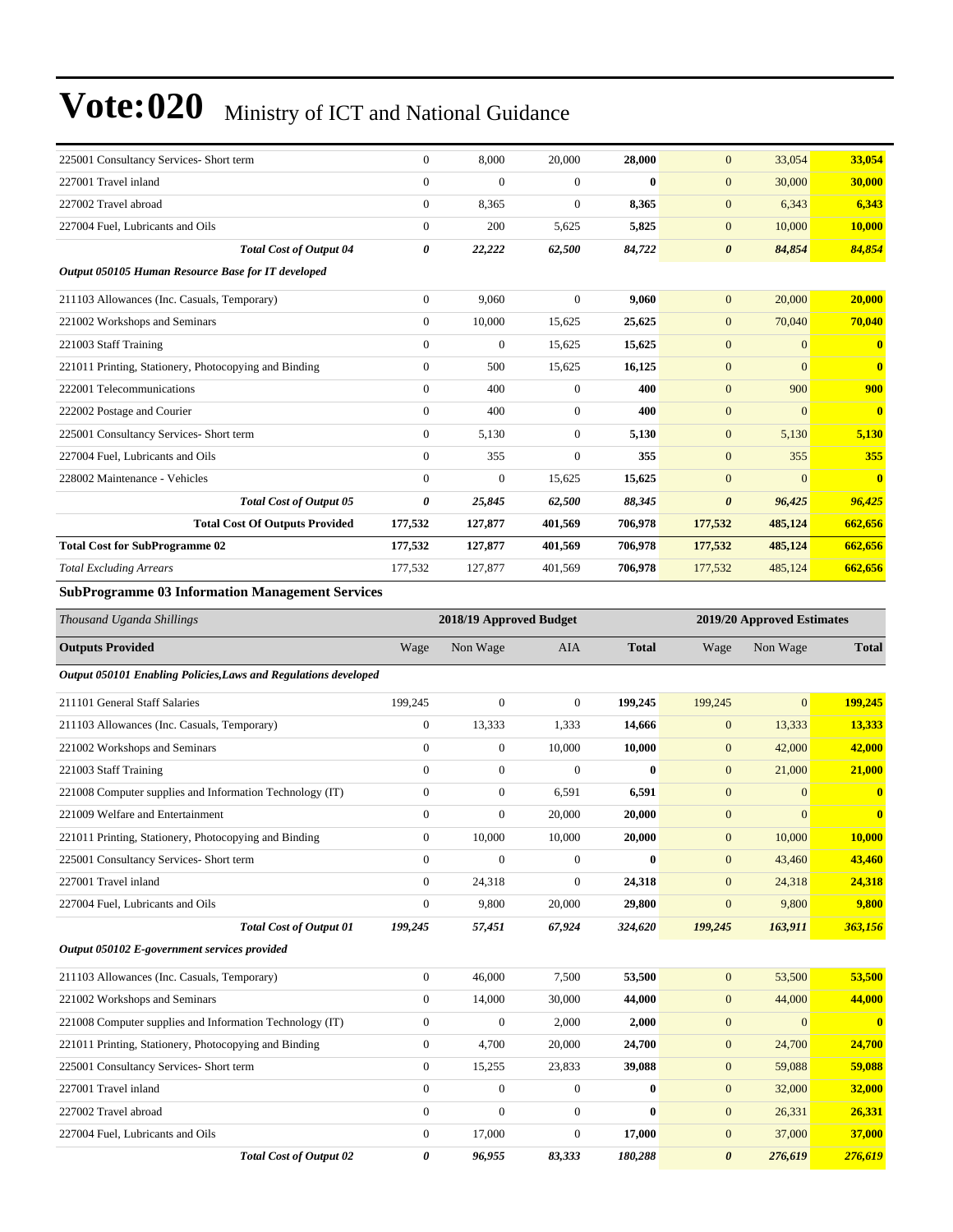# Vote:020 Ministry of ICT and National Guidance

| | | | | | | | |
|---|---|---|---|---|---|---|---|
| 225001 Consultancy Services- Short term | 0 | 8,000 | 20,000 | **28,000** | 0 | 33,054 | **33,054** |
| 227001 Travel inland | 0 | 0 | 0 | **0** | 0 | 30,000 | **30,000** |
| 227002 Travel abroad | 0 | 8,365 | 0 | **8,365** | 0 | 6,343 | **6,343** |
| 227004 Fuel, Lubricants and Oils | 0 | 200 | 5,625 | **5,825** | 0 | 10,000 | **10,000** |
| ***Total Cost of Output 04*** | ***0*** | ***22,222*** | ***62,500*** | ***84,722*** | ***0*** | ***84,854*** | ***84,854*** |
| ***Output 050105 Human Resource Base for IT developed*** | | | | | | | |
| 211103 Allowances (Inc. Casuals, Temporary) | 0 | 9,060 | 0 | **9,060** | 0 | 20,000 | **20,000** |
| 221002 Workshops and Seminars | 0 | 10,000 | 15,625 | **25,625** | 0 | 70,040 | **70,040** |
| 221003 Staff Training | 0 | 0 | 15,625 | **15,625** | 0 | 0 | **0** |
| 221011 Printing, Stationery, Photocopying and Binding | 0 | 500 | 15,625 | **16,125** | 0 | 0 | **0** |
| 222001 Telecommunications | 0 | 400 | 0 | **400** | 0 | 900 | **900** |
| 222002 Postage and Courier | 0 | 400 | 0 | **400** | 0 | 0 | **0** |
| 225001 Consultancy Services- Short term | 0 | 5,130 | 0 | **5,130** | 0 | 5,130 | **5,130** |
| 227004 Fuel, Lubricants and Oils | 0 | 355 | 0 | **355** | 0 | 355 | **355** |
| 228002 Maintenance - Vehicles | 0 | 0 | 15,625 | **15,625** | 0 | 0 | **0** |
| ***Total Cost of Output 05*** | ***0*** | ***25,845*** | ***62,500*** | ***88,345*** | ***0*** | ***96,425*** | ***96,425*** |
| **Total Cost Of Outputs Provided** | **177,532** | **127,877** | **401,569** | **706,978** | **177,532** | **485,124** | **662,656** |
| **Total Cost for SubProgramme 02** | **177,532** | **127,877** | **401,569** | **706,978** | **177,532** | **485,124** | **662,656** |
| *Total Excluding Arrears* | 177,532 | 127,877 | 401,569 | 706,978 | 177,532 | 485,124 | **662,656** |

**SubProgramme 03 Information Management Services**

| *Thousand Uganda Shillings* | 2018/19 Approved Budget | | | | 2019/20 Approved Estimates | | |
|---|---|---|---|---|---|---|---|
| **Outputs Provided** | Wage | Non Wage | AIA | **Total** | Wage | Non Wage | **Total** |
| ***Output 050101 Enabling Policies,Laws and Regulations developed*** | | | | | | | |
| 211101 General Staff Salaries | 199,245 | 0 | 0 | **199,245** | 199,245 | 0 | **199,245** |
| 211103 Allowances (Inc. Casuals, Temporary) | 0 | 13,333 | 1,333 | **14,666** | 0 | 13,333 | **13,333** |
| 221002 Workshops and Seminars | 0 | 0 | 10,000 | **10,000** | 0 | 42,000 | **42,000** |
| 221003 Staff Training | 0 | 0 | 0 | **0** | 0 | 21,000 | **21,000** |
| 221008 Computer supplies and Information Technology (IT) | 0 | 0 | 6,591 | **6,591** | 0 | 0 | **0** |
| 221009 Welfare and Entertainment | 0 | 0 | 20,000 | **20,000** | 0 | 0 | **0** |
| 221011 Printing, Stationery, Photocopying and Binding | 0 | 10,000 | 10,000 | **20,000** | 0 | 10,000 | **10,000** |
| 225001 Consultancy Services- Short term | 0 | 0 | 0 | **0** | 0 | 43,460 | **43,460** |
| 227001 Travel inland | 0 | 24,318 | 0 | **24,318** | 0 | 24,318 | **24,318** |
| 227004 Fuel, Lubricants and Oils | 0 | 9,800 | 20,000 | **29,800** | 0 | 9,800 | **9,800** |
| ***Total Cost of Output 01*** | ***199,245*** | ***57,451*** | ***67,924*** | ***324,620*** | ***199,245*** | ***163,911*** | ***363,156*** |
| ***Output 050102 E-government services provided*** | | | | | | | |
| 211103 Allowances (Inc. Casuals, Temporary) | 0 | 46,000 | 7,500 | **53,500** | 0 | 53,500 | **53,500** |
| 221002 Workshops and Seminars | 0 | 14,000 | 30,000 | **44,000** | 0 | 44,000 | **44,000** |
| 221008 Computer supplies and Information Technology (IT) | 0 | 0 | 2,000 | **2,000** | 0 | 0 | **0** |
| 221011 Printing, Stationery, Photocopying and Binding | 0 | 4,700 | 20,000 | **24,700** | 0 | 24,700 | **24,700** |
| 225001 Consultancy Services- Short term | 0 | 15,255 | 23,833 | **39,088** | 0 | 59,088 | **59,088** |
| 227001 Travel inland | 0 | 0 | 0 | **0** | 0 | 32,000 | **32,000** |
| 227002 Travel abroad | 0 | 0 | 0 | **0** | 0 | 26,331 | **26,331** |
| 227004 Fuel, Lubricants and Oils | 0 | 17,000 | 0 | **17,000** | 0 | 37,000 | **37,000** |
| ***Total Cost of Output 02*** | ***0*** | ***96,955*** | ***83,333*** | ***180,288*** | ***0*** | ***276,619*** | ***276,619*** |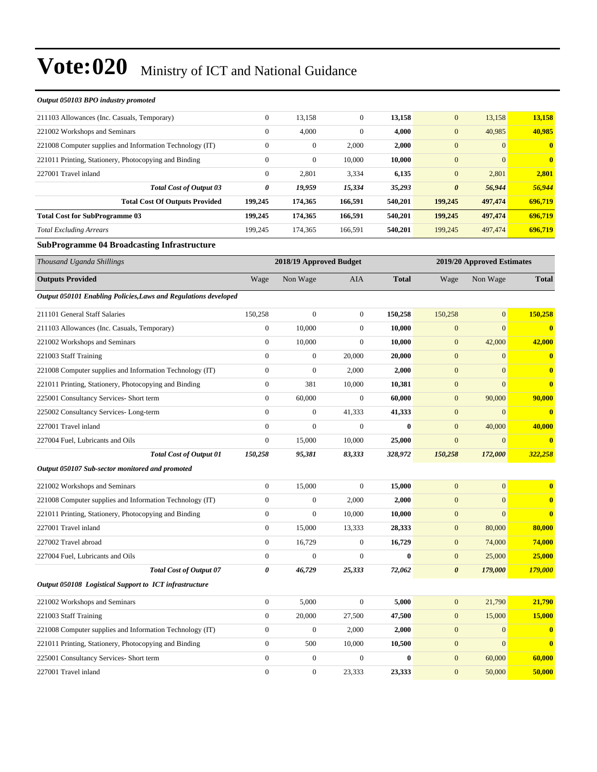# Vote:020 Ministry of ICT and National Guidance

| Output 050103 BPO industry promoted | | | | | | | |
|---|---|---|---|---|---|---|---|
| 211103 Allowances (Inc. Casuals, Temporary) | 0 | 13,158 | 0 | **13,158** | 0 | 13,158 | **13,158** |
| 221002 Workshops and Seminars | 0 | 4,000 | 0 | **4,000** | 0 | 40,985 | **40,985** |
| 221008 Computer supplies and Information Technology (IT) | 0 | 0 | 2,000 | **2,000** | 0 | 0 | **0** |
| 221011 Printing, Stationery, Photocopying and Binding | 0 | 0 | 10,000 | **10,000** | 0 | 0 | **0** |
| 227001 Travel inland | 0 | 2,801 | 3,334 | **6,135** | 0 | 2,801 | **2,801** |
| ***Total Cost of Output 03*** | ***0*** | ***19,959*** | ***15,334*** | ***35,293*** | ***0*** | ***56,944*** | ***56,944*** |
| **Total Cost Of Outputs Provided** | **199,245** | **174,365** | **166,591** | **540,201** | **199,245** | **497,474** | **696,719** |
| **Total Cost for SubProgramme 03** | **199,245** | **174,365** | **166,591** | **540,201** | **199,245** | **497,474** | **696,719** |
| *Total Excluding Arrears* | 199,245 | 174,365 | 166,591 | **540,201** | 199,245 | 497,474 | **696,719** |

### SubProgramme 04 Broadcasting Infrastructure

| *Thousand Uganda Shillings* | 2018/19 Approved Budget | | | | 2019/20 Approved Estimates | | |
|---|---|---|---|---|---|---|---|
| **Outputs Provided** | Wage | Non Wage | AIA | **Total** | Wage | Non Wage | **Total** |
| ***Output 050101 Enabling Policies,Laws and Regulations developed*** | | | | | | | |
| 211101 General Staff Salaries | 150,258 | 0 | 0 | **150,258** | 150,258 | 0 | **150,258** |
| 211103 Allowances (Inc. Casuals, Temporary) | 0 | 10,000 | 0 | **10,000** | 0 | 0 | **0** |
| 221002 Workshops and Seminars | 0 | 10,000 | 0 | **10,000** | 0 | 42,000 | **42,000** |
| 221003 Staff Training | 0 | 0 | 20,000 | **20,000** | 0 | 0 | **0** |
| 221008 Computer supplies and Information Technology (IT) | 0 | 0 | 2,000 | **2,000** | 0 | 0 | **0** |
| 221011 Printing, Stationery, Photocopying and Binding | 0 | 381 | 10,000 | **10,381** | 0 | 0 | **0** |
| 225001 Consultancy Services- Short term | 0 | 60,000 | 0 | **60,000** | 0 | 90,000 | **90,000** |
| 225002 Consultancy Services- Long-term | 0 | 0 | 41,333 | **41,333** | 0 | 0 | **0** |
| 227001 Travel inland | 0 | 0 | 0 | **0** | 0 | 40,000 | **40,000** |
| 227004 Fuel, Lubricants and Oils | 0 | 15,000 | 10,000 | **25,000** | 0 | 0 | **0** |
| ***Total Cost of Output 01*** | ***150,258*** | ***95,381*** | ***83,333*** | ***328,972*** | ***150,258*** | ***172,000*** | ***322,258*** |
| ***Output 050107 Sub-sector monitored and promoted*** | | | | | | | |
| 221002 Workshops and Seminars | 0 | 15,000 | 0 | **15,000** | 0 | 0 | **0** |
| 221008 Computer supplies and Information Technology (IT) | 0 | 0 | 2,000 | **2,000** | 0 | 0 | **0** |
| 221011 Printing, Stationery, Photocopying and Binding | 0 | 0 | 10,000 | **10,000** | 0 | 0 | **0** |
| 227001 Travel inland | 0 | 15,000 | 13,333 | **28,333** | 0 | 80,000 | **80,000** |
| 227002 Travel abroad | 0 | 16,729 | 0 | **16,729** | 0 | 74,000 | **74,000** |
| 227004 Fuel, Lubricants and Oils | 0 | 0 | 0 | **0** | 0 | 25,000 | **25,000** |
| ***Total Cost of Output 07*** | ***0*** | ***46,729*** | ***25,333*** | ***72,062*** | ***0*** | ***179,000*** | ***179,000*** |
| ***Output 050108 Logistical Support to ICT infrastructure*** | | | | | | | |
| 221002 Workshops and Seminars | 0 | 5,000 | 0 | **5,000** | 0 | 21,790 | **21,790** |
| 221003 Staff Training | 0 | 20,000 | 27,500 | **47,500** | 0 | 15,000 | **15,000** |
| 221008 Computer supplies and Information Technology (IT) | 0 | 0 | 2,000 | **2,000** | 0 | 0 | **0** |
| 221011 Printing, Stationery, Photocopying and Binding | 0 | 500 | 10,000 | **10,500** | 0 | 0 | **0** |
| 225001 Consultancy Services- Short term | 0 | 0 | 0 | **0** | 0 | 60,000 | **60,000** |
| 227001 Travel inland | 0 | 0 | 23,333 | **23,333** | 0 | 50,000 | **50,000** |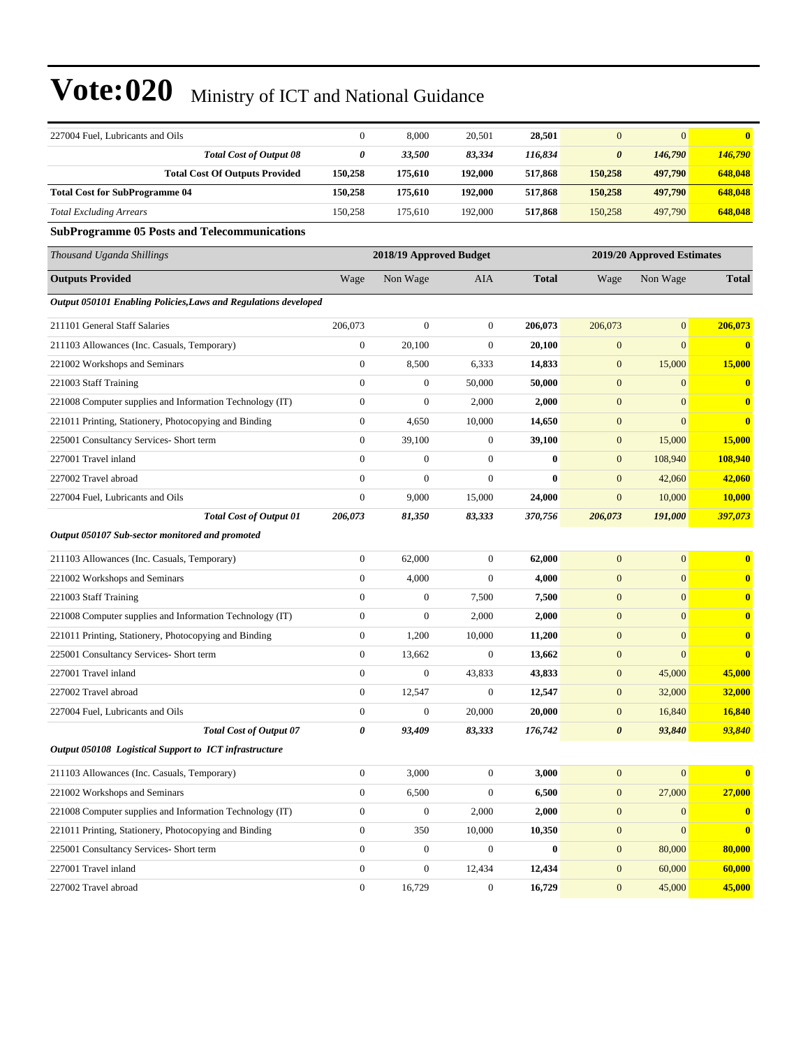# Vote:020 Ministry of ICT and National Guidance

| | | | | | | | |
|---|---|---|---|---|---|---|---|
| 227004 Fuel, Lubricants and Oils | 0 | 8,000 | 20,501 | **28,501** | 0 | 0 | **0** |
| ***Total Cost of Output 08*** | ***0*** | ***33,500*** | ***83,334*** | ***116,834*** | ***0*** | ***146,790*** | ***146,790*** |
| **Total Cost Of Outputs Provided** | **150,258** | **175,610** | **192,000** | **517,868** | **150,258** | **497,790** | **648,048** |
| **Total Cost for SubProgramme 04** | **150,258** | **175,610** | **192,000** | **517,868** | **150,258** | **497,790** | **648,048** |
| *Total Excluding Arrears* | 150,258 | 175,610 | 192,000 | **517,868** | 150,258 | 497,790 | **648,048** |

### SubProgramme 05 Posts and Telecommunications

| *Thousand Uganda Shillings* | 2018/19 Approved Budget | | | | 2019/20 Approved Estimates | | |
|---|---|---|---|---|---|---|---|
| **Outputs Provided** | Wage | Non Wage | AIA | **Total** | Wage | Non Wage | **Total** |
| ***Output 050101 Enabling Policies,Laws and Regulations developed*** | | | | | | | |
| 211101 General Staff Salaries | 206,073 | 0 | 0 | **206,073** | 206,073 | 0 | **206,073** |
| 211103 Allowances (Inc. Casuals, Temporary) | 0 | 20,100 | 0 | **20,100** | 0 | 0 | **0** |
| 221002 Workshops and Seminars | 0 | 8,500 | 6,333 | **14,833** | 0 | 15,000 | **15,000** |
| 221003 Staff Training | 0 | 0 | 50,000 | **50,000** | 0 | 0 | **0** |
| 221008 Computer supplies and Information Technology (IT) | 0 | 0 | 2,000 | **2,000** | 0 | 0 | **0** |
| 221011 Printing, Stationery, Photocopying and Binding | 0 | 4,650 | 10,000 | **14,650** | 0 | 0 | **0** |
| 225001 Consultancy Services- Short term | 0 | 39,100 | 0 | **39,100** | 0 | 15,000 | **15,000** |
| 227001 Travel inland | 0 | 0 | 0 | **0** | 0 | 108,940 | **108,940** |
| 227002 Travel abroad | 0 | 0 | 0 | **0** | 0 | 42,060 | **42,060** |
| 227004 Fuel, Lubricants and Oils | 0 | 9,000 | 15,000 | **24,000** | 0 | 10,000 | **10,000** |
| ***Total Cost of Output 01*** | ***206,073*** | ***81,350*** | ***83,333*** | ***370,756*** | ***206,073*** | ***191,000*** | ***397,073*** |
| ***Output 050107 Sub-sector monitored and promoted*** | | | | | | | |
| 211103 Allowances (Inc. Casuals, Temporary) | 0 | 62,000 | 0 | **62,000** | 0 | 0 | **0** |
| 221002 Workshops and Seminars | 0 | 4,000 | 0 | **4,000** | 0 | 0 | **0** |
| 221003 Staff Training | 0 | 0 | 7,500 | **7,500** | 0 | 0 | **0** |
| 221008 Computer supplies and Information Technology (IT) | 0 | 0 | 2,000 | **2,000** | 0 | 0 | **0** |
| 221011 Printing, Stationery, Photocopying and Binding | 0 | 1,200 | 10,000 | **11,200** | 0 | 0 | **0** |
| 225001 Consultancy Services- Short term | 0 | 13,662 | 0 | **13,662** | 0 | 0 | **0** |
| 227001 Travel inland | 0 | 0 | 43,833 | **43,833** | 0 | 45,000 | **45,000** |
| 227002 Travel abroad | 0 | 12,547 | 0 | **12,547** | 0 | 32,000 | **32,000** |
| 227004 Fuel, Lubricants and Oils | 0 | 0 | 20,000 | **20,000** | 0 | 16,840 | **16,840** |
| ***Total Cost of Output 07*** | ***0*** | ***93,409*** | ***83,333*** | ***176,742*** | ***0*** | ***93,840*** | ***93,840*** |
| ***Output 050108 Logistical Support to ICT infrastructure*** | | | | | | | |
| 211103 Allowances (Inc. Casuals, Temporary) | 0 | 3,000 | 0 | **3,000** | 0 | 0 | **0** |
| 221002 Workshops and Seminars | 0 | 6,500 | 0 | **6,500** | 0 | 27,000 | **27,000** |
| 221008 Computer supplies and Information Technology (IT) | 0 | 0 | 2,000 | **2,000** | 0 | 0 | **0** |
| 221011 Printing, Stationery, Photocopying and Binding | 0 | 350 | 10,000 | **10,350** | 0 | 0 | **0** |
| 225001 Consultancy Services- Short term | 0 | 0 | 0 | **0** | 0 | 80,000 | **80,000** |
| 227001 Travel inland | 0 | 0 | 12,434 | **12,434** | 0 | 60,000 | **60,000** |
| 227002 Travel abroad | 0 | 16,729 | 0 | **16,729** | 0 | 45,000 | **45,000** |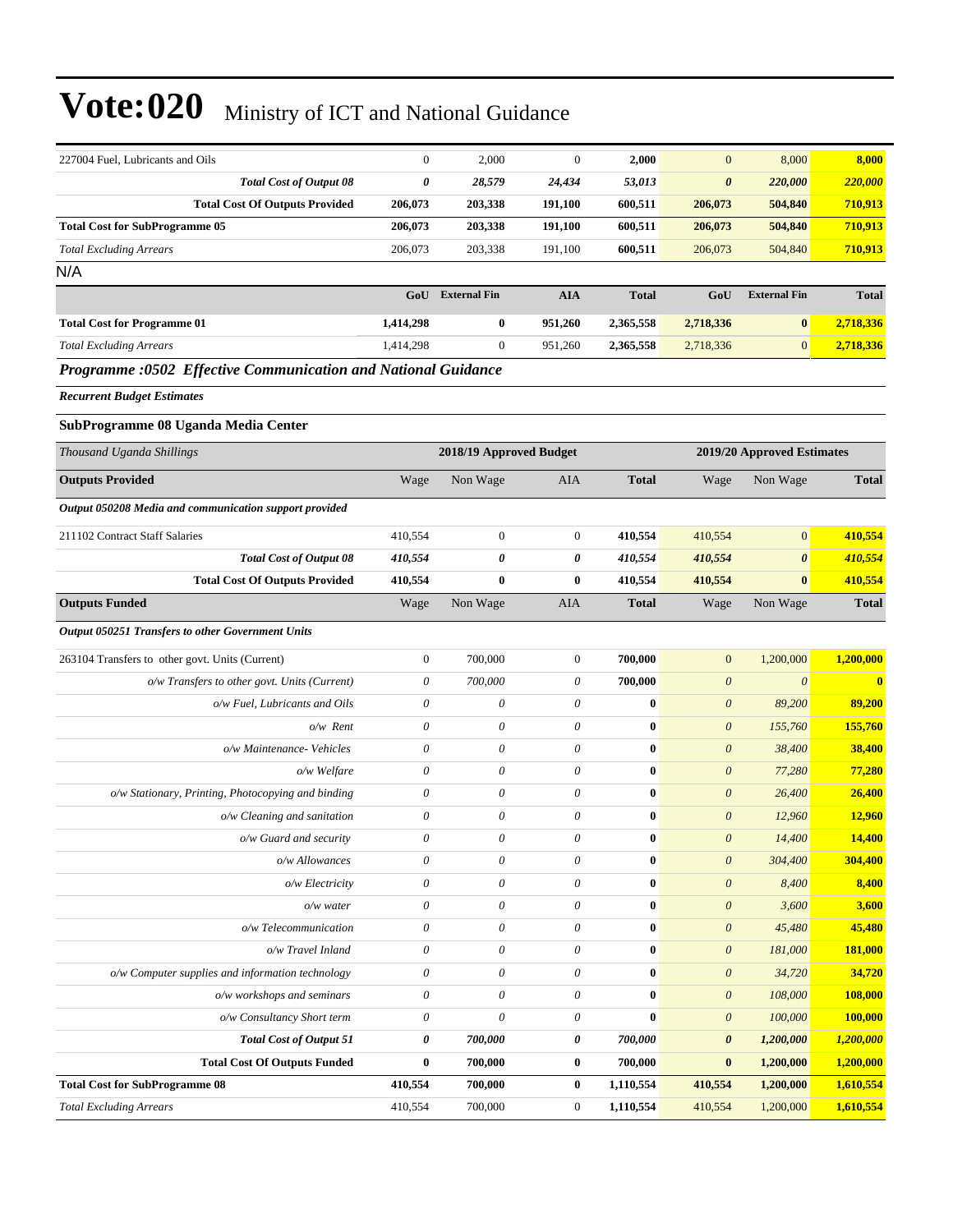# Vote:020 Ministry of ICT and National Guidance

| | | | | | | | |
|---|---|---|---|---|---|---|---|
| 227004 Fuel, Lubricants and Oils | 0 | 2,000 | 0 | **2,000** | 0 | 8,000 | **8,000** |
| ***Total Cost of Output 08*** | ***0*** | ***28,579*** | ***24,434*** | ***53,013*** | ***0*** | ***220,000*** | ***220,000*** |
| **Total Cost Of Outputs Provided** | **206,073** | **203,338** | **191,100** | **600,511** | **206,073** | **504,840** | **710,913** |
| **Total Cost for SubProgramme 05** | **206,073** | **203,338** | **191,100** | **600,511** | **206,073** | **504,840** | **710,913** |
| *Total Excluding Arrears* | 206,073 | 203,338 | 191,100 | **600,511** | 206,073 | 504,840 | **710,913** |

N/A

| | GoU | External Fin | AIA | Total | GoU | External Fin | Total |
|---|---|---|---|---|---|---|---|
| **Total Cost for Programme 01** | **1,414,298** | **0** | **951,260** | **2,365,558** | **2,718,336** | **0** | **2,718,336** |
| *Total Excluding Arrears* | 1,414,298 | 0 | 951,260 | **2,365,558** | 2,718,336 | 0 | **2,718,336** |

***Programme :0502 Effective Communication and National Guidance***

***Recurrent Budget Estimates***

**SubProgramme 08 Uganda Media Center**

| *Thousand Uganda Shillings* | 2018/19 Approved Budget | | | | 2019/20 Approved Estimates | | |
|---|---|---|---|---|---|---|---|
| **Outputs Provided** | Wage | Non Wage | AIA | **Total** | Wage | Non Wage | **Total** |
| ***Output 050208 Media and communication support provided*** | | | | | | | |
| 211102 Contract Staff Salaries | 410,554 | 0 | 0 | **410,554** | 410,554 | 0 | **410,554** |
| ***Total Cost of Output 08*** | ***410,554*** | ***0*** | ***0*** | ***410,554*** | ***410,554*** | ***0*** | ***410,554*** |
| **Total Cost Of Outputs Provided** | **410,554** | **0** | **0** | **410,554** | **410,554** | **0** | **410,554** |
| **Outputs Funded** | Wage | Non Wage | AIA | **Total** | Wage | Non Wage | **Total** |
| ***Output 050251 Transfers to other Government Units*** | | | | | | | |
| 263104 Transfers to other govt. Units (Current) | 0 | 700,000 | 0 | **700,000** | 0 | 1,200,000 | **1,200,000** |
| *o/w Transfers to other govt. Units (Current)* | *0* | *700,000* | *0* | **700,000** | *0* | *0* | **0** |
| *o/w Fuel, Lubricants and Oils* | *0* | *0* | *0* | **0** | *0* | *89,200* | **89,200** |
| *o/w Rent* | *0* | *0* | *0* | **0** | *0* | *155,760* | **155,760** |
| *o/w Maintenance- Vehicles* | *0* | *0* | *0* | **0** | *0* | *38,400* | **38,400** |
| *o/w Welfare* | *0* | *0* | *0* | **0** | *0* | *77,280* | **77,280** |
| *o/w Stationary, Printing, Photocopying and binding* | *0* | *0* | *0* | **0** | *0* | *26,400* | **26,400** |
| *o/w Cleaning and sanitation* | *0* | *0* | *0* | **0** | *0* | *12,960* | **12,960** |
| *o/w Guard and security* | *0* | *0* | *0* | **0** | *0* | *14,400* | **14,400** |
| *o/w Allowances* | *0* | *0* | *0* | **0** | *0* | *304,400* | **304,400** |
| *o/w Electricity* | *0* | *0* | *0* | **0** | *0* | *8,400* | **8,400** |
| *o/w water* | *0* | *0* | *0* | **0** | *0* | *3,600* | **3,600** |
| *o/w Telecommunication* | *0* | *0* | *0* | **0** | *0* | *45,480* | **45,480** |
| *o/w Travel Inland* | *0* | *0* | *0* | **0** | *0* | *181,000* | **181,000** |
| *o/w Computer supplies and information technology* | *0* | *0* | *0* | **0** | *0* | *34,720* | **34,720** |
| *o/w workshops and seminars* | *0* | *0* | *0* | **0** | *0* | *108,000* | **108,000** |
| *o/w Consultancy Short term* | *0* | *0* | *0* | **0** | *0* | *100,000* | **100,000** |
| ***Total Cost of Output 51*** | ***0*** | ***700,000*** | ***0*** | ***700,000*** | ***0*** | ***1,200,000*** | ***1,200,000*** |
| **Total Cost Of Outputs Funded** | **0** | **700,000** | **0** | **700,000** | **0** | **1,200,000** | **1,200,000** |
| **Total Cost for SubProgramme 08** | **410,554** | **700,000** | **0** | **1,110,554** | **410,554** | **1,200,000** | **1,610,554** |
| *Total Excluding Arrears* | 410,554 | 700,000 | 0 | **1,110,554** | 410,554 | 1,200,000 | **1,610,554** |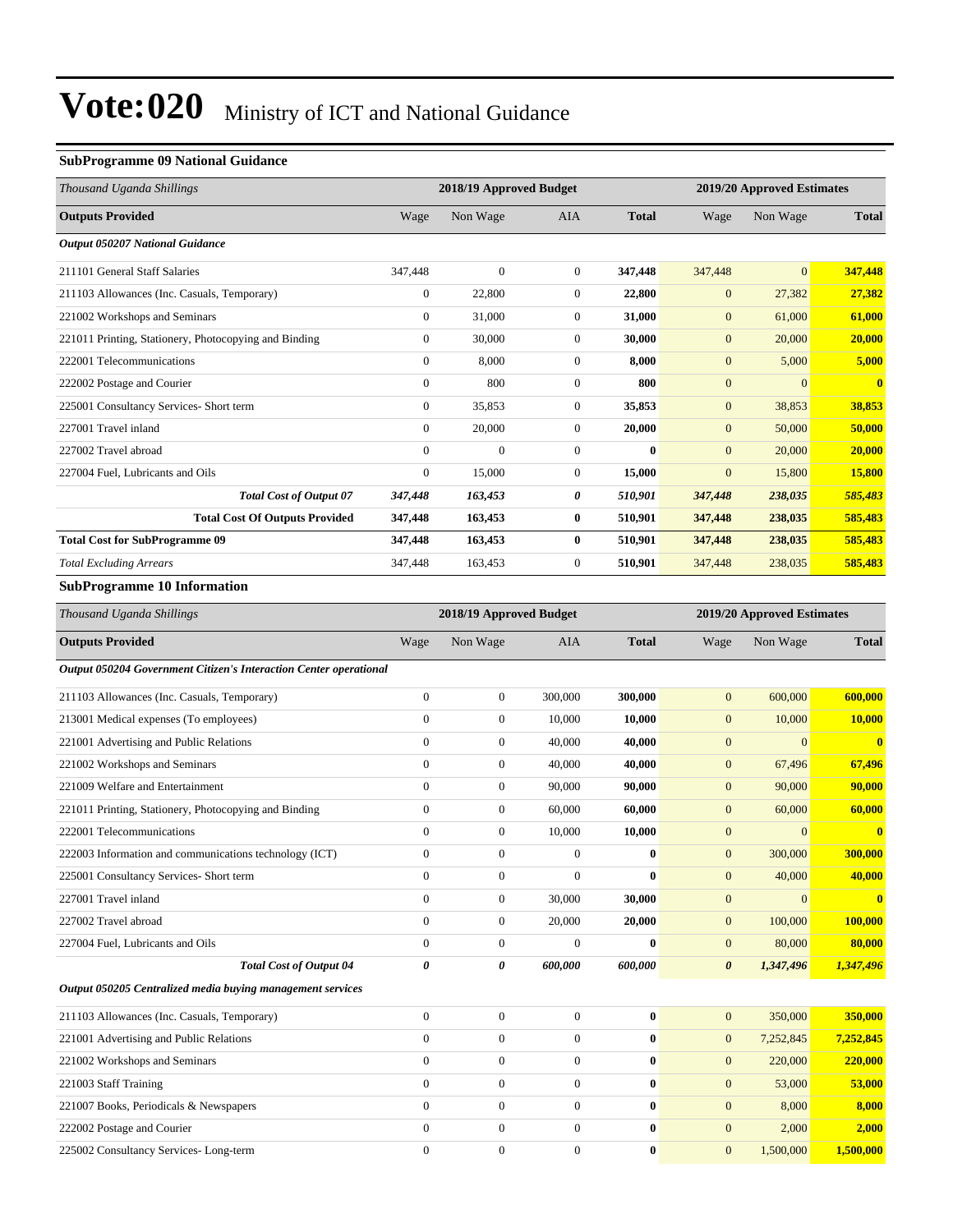# Vote:020 Ministry of ICT and National Guidance

### SubProgramme 09 National Guidance

| *Thousand Uganda Shillings* | 2018/19 Approved Budget | | | | 2019/20 Approved Estimates | | |
|---|---|---|---|---|---|---|---|
| **Outputs Provided** | Wage | Non Wage | AIA | **Total** | Wage | Non Wage | **Total** |
| ***Output 050207 National Guidance*** | | | | | | | |
| 211101 General Staff Salaries | 347,448 | 0 | 0 | **347,448** | 347,448 | 0 | **347,448** |
| 211103 Allowances (Inc. Casuals, Temporary) | 0 | 22,800 | 0 | **22,800** | 0 | 27,382 | **27,382** |
| 221002 Workshops and Seminars | 0 | 31,000 | 0 | **31,000** | 0 | 61,000 | **61,000** |
| 221011 Printing, Stationery, Photocopying and Binding | 0 | 30,000 | 0 | **30,000** | 0 | 20,000 | **20,000** |
| 222001 Telecommunications | 0 | 8,000 | 0 | **8,000** | 0 | 5,000 | **5,000** |
| 222002 Postage and Courier | 0 | 800 | 0 | **800** | 0 | 0 | **0** |
| 225001 Consultancy Services- Short term | 0 | 35,853 | 0 | **35,853** | 0 | 38,853 | **38,853** |
| 227001 Travel inland | 0 | 20,000 | 0 | **20,000** | 0 | 50,000 | **50,000** |
| 227002 Travel abroad | 0 | 0 | 0 | **0** | 0 | 20,000 | **20,000** |
| 227004 Fuel, Lubricants and Oils | 0 | 15,000 | 0 | **15,000** | 0 | 15,800 | **15,800** |
| ***Total Cost of Output 07*** | ***347,448*** | ***163,453*** | ***0*** | ***510,901*** | ***347,448*** | ***238,035*** | ***585,483*** |
| **Total Cost Of Outputs Provided** | **347,448** | **163,453** | **0** | **510,901** | **347,448** | **238,035** | **585,483** |
| **Total Cost for SubProgramme 09** | **347,448** | **163,453** | **0** | **510,901** | **347,448** | **238,035** | **585,483** |
| *Total Excluding Arrears* | 347,448 | 163,453 | 0 | **510,901** | 347,448 | 238,035 | **585,483** |

### SubProgramme 10 Information

| *Thousand Uganda Shillings* | 2018/19 Approved Budget | | | | 2019/20 Approved Estimates | | |
|---|---|---|---|---|---|---|---|
| **Outputs Provided** | Wage | Non Wage | AIA | **Total** | Wage | Non Wage | **Total** |
| ***Output 050204 Government Citizen's Interaction Center operational*** | | | | | | | |
| 211103 Allowances (Inc. Casuals, Temporary) | 0 | 0 | 300,000 | **300,000** | 0 | 600,000 | **600,000** |
| 213001 Medical expenses (To employees) | 0 | 0 | 10,000 | **10,000** | 0 | 10,000 | **10,000** |
| 221001 Advertising and Public Relations | 0 | 0 | 40,000 | **40,000** | 0 | 0 | **0** |
| 221002 Workshops and Seminars | 0 | 0 | 40,000 | **40,000** | 0 | 67,496 | **67,496** |
| 221009 Welfare and Entertainment | 0 | 0 | 90,000 | **90,000** | 0 | 90,000 | **90,000** |
| 221011 Printing, Stationery, Photocopying and Binding | 0 | 0 | 60,000 | **60,000** | 0 | 60,000 | **60,000** |
| 222001 Telecommunications | 0 | 0 | 10,000 | **10,000** | 0 | 0 | **0** |
| 222003 Information and communications technology (ICT) | 0 | 0 | 0 | **0** | 0 | 300,000 | **300,000** |
| 225001 Consultancy Services- Short term | 0 | 0 | 0 | **0** | 0 | 40,000 | **40,000** |
| 227001 Travel inland | 0 | 0 | 30,000 | **30,000** | 0 | 0 | **0** |
| 227002 Travel abroad | 0 | 0 | 20,000 | **20,000** | 0 | 100,000 | **100,000** |
| 227004 Fuel, Lubricants and Oils | 0 | 0 | 0 | **0** | 0 | 80,000 | **80,000** |
| ***Total Cost of Output 04*** | ***0*** | ***0*** | ***600,000*** | ***600,000*** | ***0*** | ***1,347,496*** | ***1,347,496*** |
| ***Output 050205 Centralized media buying management services*** | | | | | | | |
| 211103 Allowances (Inc. Casuals, Temporary) | 0 | 0 | 0 | **0** | 0 | 350,000 | **350,000** |
| 221001 Advertising and Public Relations | 0 | 0 | 0 | **0** | 0 | 7,252,845 | **7,252,845** |
| 221002 Workshops and Seminars | 0 | 0 | 0 | **0** | 0 | 220,000 | **220,000** |
| 221003 Staff Training | 0 | 0 | 0 | **0** | 0 | 53,000 | **53,000** |
| 221007 Books, Periodicals & Newspapers | 0 | 0 | 0 | **0** | 0 | 8,000 | **8,000** |
| 222002 Postage and Courier | 0 | 0 | 0 | **0** | 0 | 2,000 | **2,000** |
| 225002 Consultancy Services- Long-term | 0 | 0 | 0 | **0** | 0 | 1,500,000 | **1,500,000** |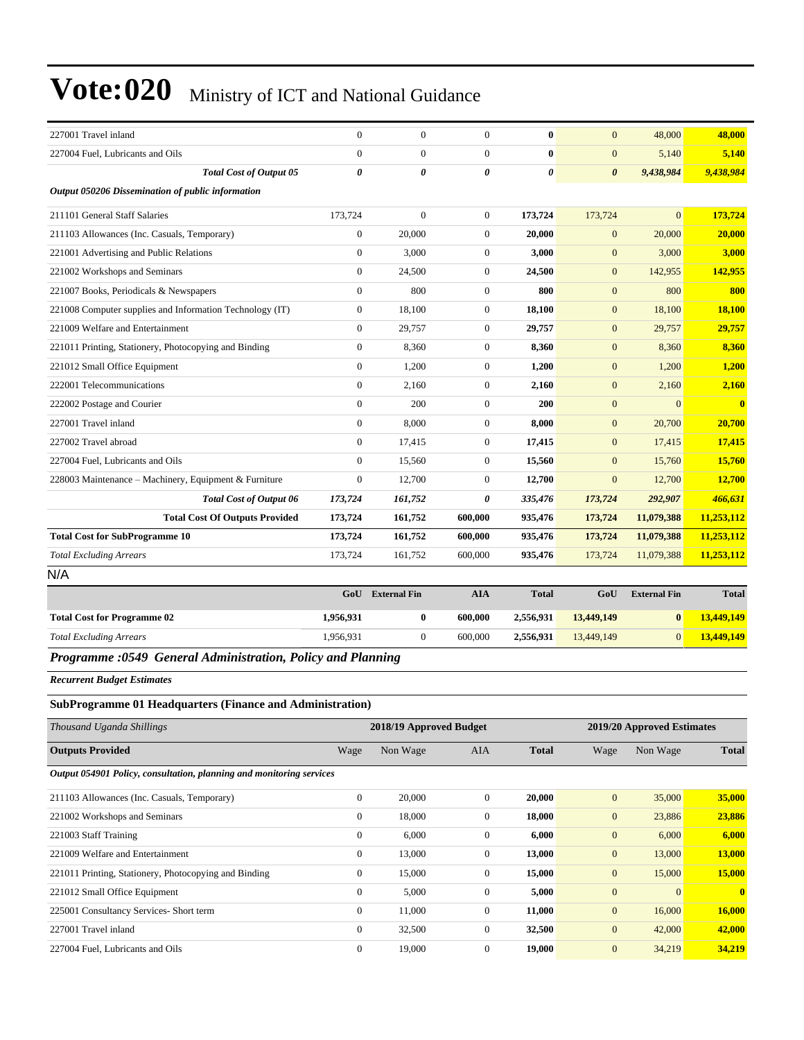# Vote:020 Ministry of ICT and National Guidance

| | | | | | | | |
|---|---|---|---|---|---|---|---|
| 227001 Travel inland | 0 | 0 | 0 | **0** | 0 | 48,000 | **48,000** |
| 227004 Fuel, Lubricants and Oils | 0 | 0 | 0 | **0** | 0 | 5,140 | **5,140** |
| ***Total Cost of Output 05*** | ***0*** | ***0*** | ***0*** | ***0*** | ***0*** | ***9,438,984*** | ***9,438,984*** |
| ***Output 050206 Dissemination of public information*** | | | | | | | |
| 211101 General Staff Salaries | 173,724 | 0 | 0 | **173,724** | 173,724 | 0 | **173,724** |
| 211103 Allowances (Inc. Casuals, Temporary) | 0 | 20,000 | 0 | **20,000** | 0 | 20,000 | **20,000** |
| 221001 Advertising and Public Relations | 0 | 3,000 | 0 | **3,000** | 0 | 3,000 | **3,000** |
| 221002 Workshops and Seminars | 0 | 24,500 | 0 | **24,500** | 0 | 142,955 | **142,955** |
| 221007 Books, Periodicals & Newspapers | 0 | 800 | 0 | **800** | 0 | 800 | **800** |
| 221008 Computer supplies and Information Technology (IT) | 0 | 18,100 | 0 | **18,100** | 0 | 18,100 | **18,100** |
| 221009 Welfare and Entertainment | 0 | 29,757 | 0 | **29,757** | 0 | 29,757 | **29,757** |
| 221011 Printing, Stationery, Photocopying and Binding | 0 | 8,360 | 0 | **8,360** | 0 | 8,360 | **8,360** |
| 221012 Small Office Equipment | 0 | 1,200 | 0 | **1,200** | 0 | 1,200 | **1,200** |
| 222001 Telecommunications | 0 | 2,160 | 0 | **2,160** | 0 | 2,160 | **2,160** |
| 222002 Postage and Courier | 0 | 200 | 0 | **200** | 0 | 0 | **0** |
| 227001 Travel inland | 0 | 8,000 | 0 | **8,000** | 0 | 20,700 | **20,700** |
| 227002 Travel abroad | 0 | 17,415 | 0 | **17,415** | 0 | 17,415 | **17,415** |
| 227004 Fuel, Lubricants and Oils | 0 | 15,560 | 0 | **15,560** | 0 | 15,760 | **15,760** |
| 228003 Maintenance – Machinery, Equipment & Furniture | 0 | 12,700 | 0 | **12,700** | 0 | 12,700 | **12,700** |
| ***Total Cost of Output 06*** | ***173,724*** | ***161,752*** | ***0*** | ***335,476*** | ***173,724*** | ***292,907*** | ***466,631*** |
| **Total Cost Of Outputs Provided** | **173,724** | **161,752** | **600,000** | **935,476** | **173,724** | **11,079,388** | **11,253,112** |
| **Total Cost for SubProgramme 10** | **173,724** | **161,752** | **600,000** | **935,476** | **173,724** | **11,079,388** | **11,253,112** |
| *Total Excluding Arrears* | 173,724 | 161,752 | 600,000 | **935,476** | 173,724 | 11,079,388 | **11,253,112** |

N/A

| | GoU | External Fin | AIA | Total | GoU | External Fin | Total |
|---|---|---|---|---|---|---|---|
| **Total Cost for Programme 02** | **1,956,931** | **0** | **600,000** | **2,556,931** | **13,449,149** | **0** | **13,449,149** |
| *Total Excluding Arrears* | 1,956,931 | 0 | 600,000 | **2,556,931** | 13,449,149 | 0 | **13,449,149** |

## *Programme :0549 General Administration, Policy and Planning*

***Recurrent Budget Estimates***

### SubProgramme 01 Headquarters (Finance and Administration)

| *Thousand Uganda Shillings* | 2018/19 Approved Budget | | | | 2019/20 Approved Estimates | | |
|---|---|---|---|---|---|---|---|
| **Outputs Provided** | Wage | Non Wage | AIA | **Total** | Wage | Non Wage | **Total** |
| ***Output 054901 Policy, consultation, planning and monitoring services*** | | | | | | | |
| 211103 Allowances (Inc. Casuals, Temporary) | 0 | 20,000 | 0 | **20,000** | 0 | 35,000 | **35,000** |
| 221002 Workshops and Seminars | 0 | 18,000 | 0 | **18,000** | 0 | 23,886 | **23,886** |
| 221003 Staff Training | 0 | 6,000 | 0 | **6,000** | 0 | 6,000 | **6,000** |
| 221009 Welfare and Entertainment | 0 | 13,000 | 0 | **13,000** | 0 | 13,000 | **13,000** |
| 221011 Printing, Stationery, Photocopying and Binding | 0 | 15,000 | 0 | **15,000** | 0 | 15,000 | **15,000** |
| 221012 Small Office Equipment | 0 | 5,000 | 0 | **5,000** | 0 | 0 | **0** |
| 225001 Consultancy Services- Short term | 0 | 11,000 | 0 | **11,000** | 0 | 16,000 | **16,000** |
| 227001 Travel inland | 0 | 32,500 | 0 | **32,500** | 0 | 42,000 | **42,000** |
| 227004 Fuel, Lubricants and Oils | 0 | 19,000 | 0 | **19,000** | 0 | 34,219 | **34,219** |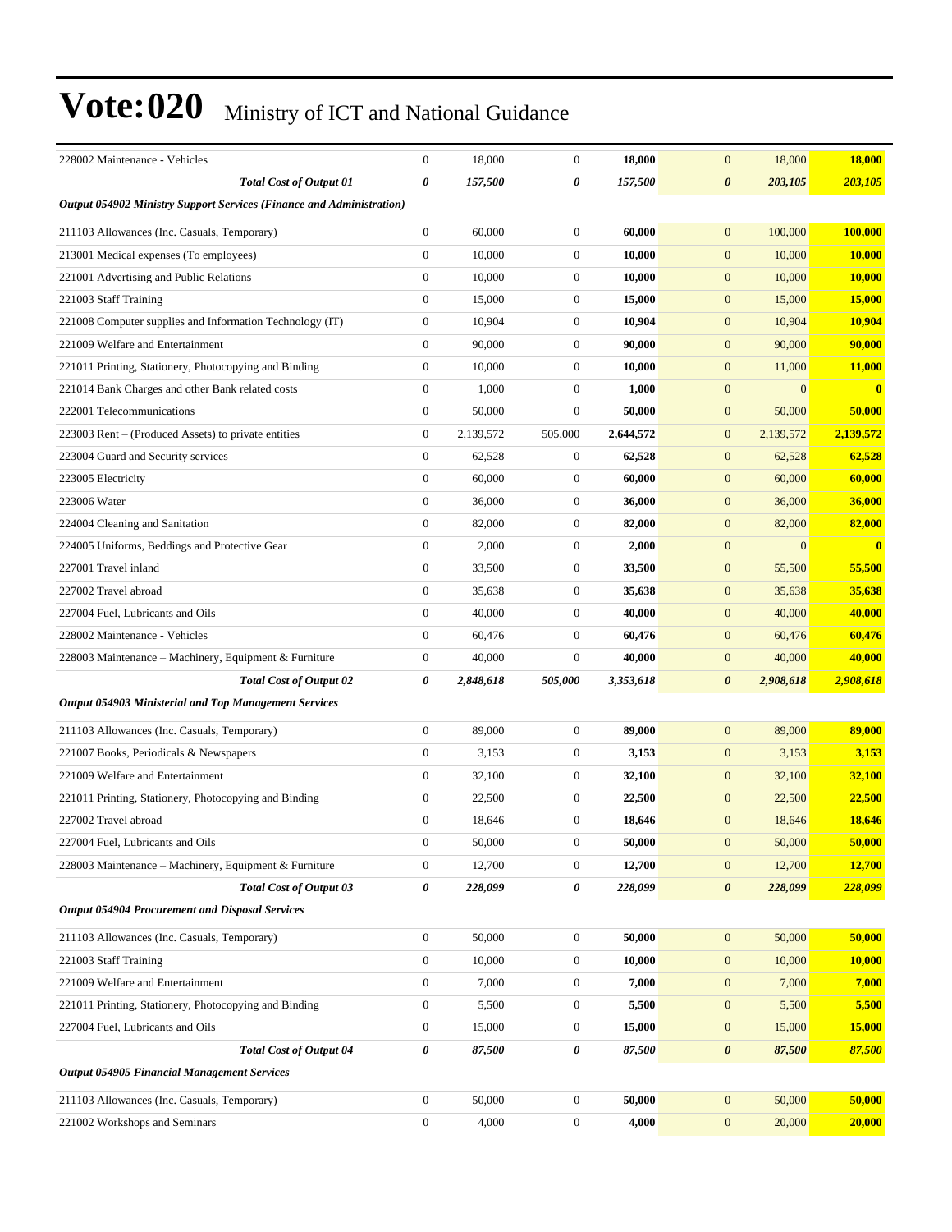# Vote:020 Ministry of ICT and National Guidance

| | | | | | | | |
|---|---|---|---|---|---|---|---|
| 228002 Maintenance - Vehicles | 0 | 18,000 | 0 | **18,000** | 0 | 18,000 | **18,000** |
| ***Total Cost of Output 01*** | ***0*** | ***157,500*** | ***0*** | ***157,500*** | ***0*** | ***203,105*** | ***203,105*** |
| ***Output 054902 Ministry Support Services (Finance and Administration)*** | | | | | | | |
| 211103 Allowances (Inc. Casuals, Temporary) | 0 | 60,000 | 0 | **60,000** | 0 | 100,000 | **100,000** |
| 213001 Medical expenses (To employees) | 0 | 10,000 | 0 | **10,000** | 0 | 10,000 | **10,000** |
| 221001 Advertising and Public Relations | 0 | 10,000 | 0 | **10,000** | 0 | 10,000 | **10,000** |
| 221003 Staff Training | 0 | 15,000 | 0 | **15,000** | 0 | 15,000 | **15,000** |
| 221008 Computer supplies and Information Technology (IT) | 0 | 10,904 | 0 | **10,904** | 0 | 10,904 | **10,904** |
| 221009 Welfare and Entertainment | 0 | 90,000 | 0 | **90,000** | 0 | 90,000 | **90,000** |
| 221011 Printing, Stationery, Photocopying and Binding | 0 | 10,000 | 0 | **10,000** | 0 | 11,000 | **11,000** |
| 221014 Bank Charges and other Bank related costs | 0 | 1,000 | 0 | **1,000** | 0 | 0 | **0** |
| 222001 Telecommunications | 0 | 50,000 | 0 | **50,000** | 0 | 50,000 | **50,000** |
| 223003 Rent – (Produced Assets) to private entities | 0 | 2,139,572 | 505,000 | **2,644,572** | 0 | 2,139,572 | **2,139,572** |
| 223004 Guard and Security services | 0 | 62,528 | 0 | **62,528** | 0 | 62,528 | **62,528** |
| 223005 Electricity | 0 | 60,000 | 0 | **60,000** | 0 | 60,000 | **60,000** |
| 223006 Water | 0 | 36,000 | 0 | **36,000** | 0 | 36,000 | **36,000** |
| 224004 Cleaning and Sanitation | 0 | 82,000 | 0 | **82,000** | 0 | 82,000 | **82,000** |
| 224005 Uniforms, Beddings and Protective Gear | 0 | 2,000 | 0 | **2,000** | 0 | 0 | **0** |
| 227001 Travel inland | 0 | 33,500 | 0 | **33,500** | 0 | 55,500 | **55,500** |
| 227002 Travel abroad | 0 | 35,638 | 0 | **35,638** | 0 | 35,638 | **35,638** |
| 227004 Fuel, Lubricants and Oils | 0 | 40,000 | 0 | **40,000** | 0 | 40,000 | **40,000** |
| 228002 Maintenance - Vehicles | 0 | 60,476 | 0 | **60,476** | 0 | 60,476 | **60,476** |
| 228003 Maintenance – Machinery, Equipment & Furniture | 0 | 40,000 | 0 | **40,000** | 0 | 40,000 | **40,000** |
| ***Total Cost of Output 02*** | ***0*** | ***2,848,618*** | ***505,000*** | ***3,353,618*** | ***0*** | ***2,908,618*** | ***2,908,618*** |
| ***Output 054903 Ministerial and Top Management Services*** | | | | | | | |
| 211103 Allowances (Inc. Casuals, Temporary) | 0 | 89,000 | 0 | **89,000** | 0 | 89,000 | **89,000** |
| 221007 Books, Periodicals & Newspapers | 0 | 3,153 | 0 | **3,153** | 0 | 3,153 | **3,153** |
| 221009 Welfare and Entertainment | 0 | 32,100 | 0 | **32,100** | 0 | 32,100 | **32,100** |
| 221011 Printing, Stationery, Photocopying and Binding | 0 | 22,500 | 0 | **22,500** | 0 | 22,500 | **22,500** |
| 227002 Travel abroad | 0 | 18,646 | 0 | **18,646** | 0 | 18,646 | **18,646** |
| 227004 Fuel, Lubricants and Oils | 0 | 50,000 | 0 | **50,000** | 0 | 50,000 | **50,000** |
| 228003 Maintenance – Machinery, Equipment & Furniture | 0 | 12,700 | 0 | **12,700** | 0 | 12,700 | **12,700** |
| ***Total Cost of Output 03*** | ***0*** | ***228,099*** | ***0*** | ***228,099*** | ***0*** | ***228,099*** | ***228,099*** |
| ***Output 054904 Procurement and Disposal Services*** | | | | | | | |
| 211103 Allowances (Inc. Casuals, Temporary) | 0 | 50,000 | 0 | **50,000** | 0 | 50,000 | **50,000** |
| 221003 Staff Training | 0 | 10,000 | 0 | **10,000** | 0 | 10,000 | **10,000** |
| 221009 Welfare and Entertainment | 0 | 7,000 | 0 | **7,000** | 0 | 7,000 | **7,000** |
| 221011 Printing, Stationery, Photocopying and Binding | 0 | 5,500 | 0 | **5,500** | 0 | 5,500 | **5,500** |
| 227004 Fuel, Lubricants and Oils | 0 | 15,000 | 0 | **15,000** | 0 | 15,000 | **15,000** |
| ***Total Cost of Output 04*** | ***0*** | ***87,500*** | ***0*** | ***87,500*** | ***0*** | ***87,500*** | ***87,500*** |
| ***Output 054905 Financial Management Services*** | | | | | | | |
| 211103 Allowances (Inc. Casuals, Temporary) | 0 | 50,000 | 0 | **50,000** | 0 | 50,000 | **50,000** |
| 221002 Workshops and Seminars | 0 | 4,000 | 0 | **4,000** | 0 | 20,000 | **20,000** |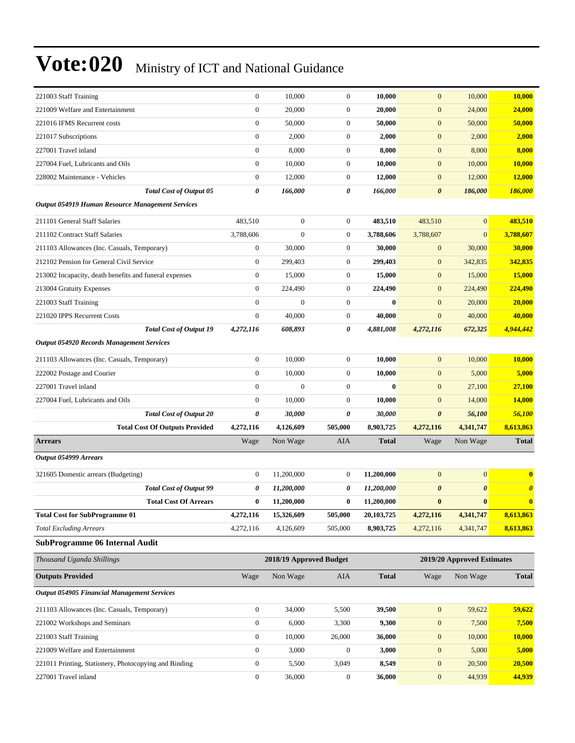# Vote:020 Ministry of ICT and National Guidance

| | | | | | | | |
|---|---|---|---|---|---|---|---|
| 221003 Staff Training | 0 | 10,000 | 0 | **10,000** | 0 | 10,000 | **10,000** |
| 221009 Welfare and Entertainment | 0 | 20,000 | 0 | **20,000** | 0 | 24,000 | **24,000** |
| 221016 IFMS Recurrent costs | 0 | 50,000 | 0 | **50,000** | 0 | 50,000 | **50,000** |
| 221017 Subscriptions | 0 | 2,000 | 0 | **2,000** | 0 | 2,000 | **2,000** |
| 227001 Travel inland | 0 | 8,000 | 0 | **8,000** | 0 | 8,000 | **8,000** |
| 227004 Fuel, Lubricants and Oils | 0 | 10,000 | 0 | **10,000** | 0 | 10,000 | **10,000** |
| 228002 Maintenance - Vehicles | 0 | 12,000 | 0 | **12,000** | 0 | 12,000 | **12,000** |
| ***Total Cost of Output 05*** | ***0*** | ***166,000*** | ***0*** | ***166,000*** | ***0*** | ***186,000*** | ***186,000*** |
| ***Output 054919 Human Resource Management Services*** | | | | | | | |
| 211101 General Staff Salaries | 483,510 | 0 | 0 | **483,510** | 483,510 | 0 | **483,510** |
| 211102 Contract Staff Salaries | 3,788,606 | 0 | 0 | **3,788,606** | 3,788,607 | 0 | **3,788,607** |
| 211103 Allowances (Inc. Casuals, Temporary) | 0 | 30,000 | 0 | **30,000** | 0 | 30,000 | **30,000** |
| 212102 Pension for General Civil Service | 0 | 299,403 | 0 | **299,403** | 0 | 342,835 | **342,835** |
| 213002 Incapacity, death benefits and funeral expenses | 0 | 15,000 | 0 | **15,000** | 0 | 15,000 | **15,000** |
| 213004 Gratuity Expenses | 0 | 224,490 | 0 | **224,490** | 0 | 224,490 | **224,490** |
| 221003 Staff Training | 0 | 0 | 0 | **0** | 0 | 20,000 | **20,000** |
| 221020 IPPS Recurrent Costs | 0 | 40,000 | 0 | **40,000** | 0 | 40,000 | **40,000** |
| ***Total Cost of Output 19*** | ***4,272,116*** | ***608,893*** | ***0*** | ***4,881,008*** | ***4,272,116*** | ***672,325*** | ***4,944,442*** |
| ***Output 054920 Records Management Services*** | | | | | | | |
| 211103 Allowances (Inc. Casuals, Temporary) | 0 | 10,000 | 0 | **10,000** | 0 | 10,000 | **10,000** |
| 222002 Postage and Courier | 0 | 10,000 | 0 | **10,000** | 0 | 5,000 | **5,000** |
| 227001 Travel inland | 0 | 0 | 0 | **0** | 0 | 27,100 | **27,100** |
| 227004 Fuel, Lubricants and Oils | 0 | 10,000 | 0 | **10,000** | 0 | 14,000 | **14,000** |
| ***Total Cost of Output 20*** | ***0*** | ***30,000*** | ***0*** | ***30,000*** | ***0*** | ***56,100*** | ***56,100*** |
| **Total Cost Of Outputs Provided** | **4,272,116** | **4,126,609** | **505,000** | **8,903,725** | **4,272,116** | **4,341,747** | **8,613,863** |
| **Arrears** | Wage | Non Wage | AIA | **Total** | Wage | Non Wage | **Total** |
| ***Output 054999 Arrears*** | | | | | | | |
| 321605 Domestic arrears (Budgeting) | 0 | 11,200,000 | 0 | **11,200,000** | 0 | 0 | **0** |
| ***Total Cost of Output 99*** | ***0*** | ***11,200,000*** | ***0*** | ***11,200,000*** | ***0*** | ***0*** | ***0*** |
| **Total Cost Of Arrears** | **0** | **11,200,000** | **0** | **11,200,000** | **0** | **0** | **0** |
| **Total Cost for SubProgramme 01** | **4,272,116** | **15,326,609** | **505,000** | **20,103,725** | **4,272,116** | **4,341,747** | **8,613,863** |
| *Total Excluding Arrears* | 4,272,116 | 4,126,609 | 505,000 | **8,903,725** | 4,272,116 | 4,341,747 | **8,613,863** |

### SubProgramme 06 Internal Audit

| *Thousand Uganda Shillings* | | 2018/19 Approved Budget | | | | 2019/20 Approved Estimates | |
|---|---|---|---|---|---|---|---|
| **Outputs Provided** | Wage | Non Wage | AIA | **Total** | Wage | Non Wage | **Total** |
| ***Output 054905 Financial Management Services*** | | | | | | | |
| 211103 Allowances (Inc. Casuals, Temporary) | 0 | 34,000 | 5,500 | **39,500** | 0 | 59,622 | **59,622** |
| 221002 Workshops and Seminars | 0 | 6,000 | 3,300 | **9,300** | 0 | 7,500 | **7,500** |
| 221003 Staff Training | 0 | 10,000 | 26,000 | **36,000** | 0 | 10,000 | **10,000** |
| 221009 Welfare and Entertainment | 0 | 3,000 | 0 | **3,000** | 0 | 5,000 | **5,000** |
| 221011 Printing, Stationery, Photocopying and Binding | 0 | 5,500 | 3,049 | **8,549** | 0 | 20,500 | **20,500** |
| 227001 Travel inland | 0 | 36,000 | 0 | **36,000** | 0 | 44,939 | **44,939** |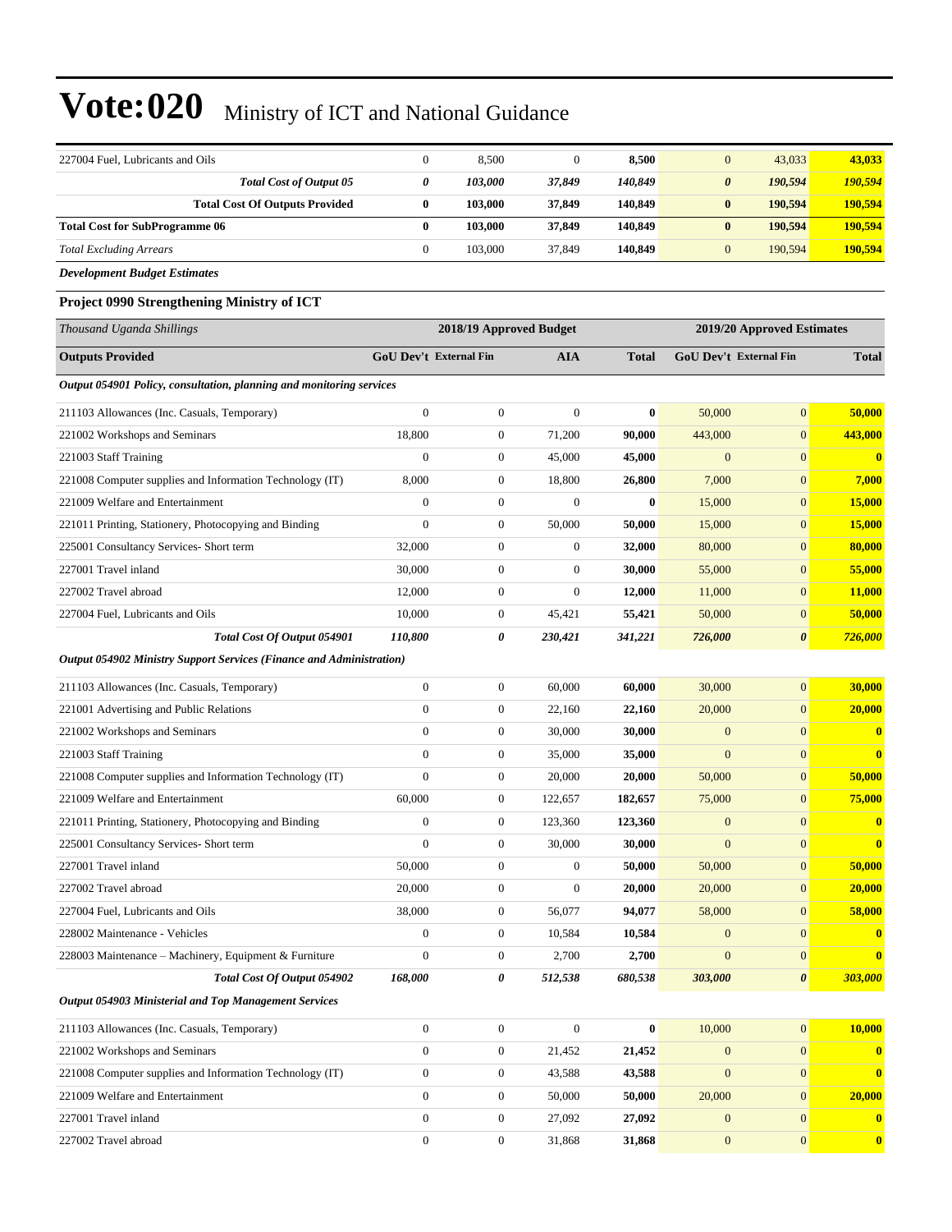# Vote:020 Ministry of ICT and National Guidance

| | | | | | | | |
|---|---|---|---|---|---|---|---|
| 227004 Fuel, Lubricants and Oils | 0 | 8,500 | 0 | **8,500** | 0 | 43,033 | **43,033** |
| ***Total Cost of Output 05*** | ***0*** | ***103,000*** | ***37,849*** | ***140,849*** | ***0*** | ***190,594*** | ***190,594*** |
| **Total Cost Of Outputs Provided** | **0** | **103,000** | **37,849** | **140,849** | **0** | **190,594** | **190,594** |
| **Total Cost for SubProgramme 06** | **0** | **103,000** | **37,849** | **140,849** | **0** | **190,594** | **190,594** |
| *Total Excluding Arrears* | 0 | 103,000 | 37,849 | **140,849** | 0 | 190,594 | **190,594** |

***Development Budget Estimates***

**Project 0990 Strengthening Ministry of ICT**

| *Thousand Uganda Shillings* | 2018/19 Approved Budget | | | | 2019/20 Approved Estimates | | |
|---|---|---|---|---|---|---|---|
| **Outputs Provided** | **GoU Dev't** | **External Fin** | **AIA** | **Total** | **GoU Dev't** | **External Fin** | **Total** |
| ***Output 054901 Policy, consultation, planning and monitoring services*** | | | | | | | |
| 211103 Allowances (Inc. Casuals, Temporary) | 0 | 0 | 0 | **0** | 50,000 | 0 | **50,000** |
| 221002 Workshops and Seminars | 18,800 | 0 | 71,200 | **90,000** | 443,000 | 0 | **443,000** |
| 221003 Staff Training | 0 | 0 | 45,000 | **45,000** | 0 | 0 | **0** |
| 221008 Computer supplies and Information Technology (IT) | 8,000 | 0 | 18,800 | **26,800** | 7,000 | 0 | **7,000** |
| 221009 Welfare and Entertainment | 0 | 0 | 0 | **0** | 15,000 | 0 | **15,000** |
| 221011 Printing, Stationery, Photocopying and Binding | 0 | 0 | 50,000 | **50,000** | 15,000 | 0 | **15,000** |
| 225001 Consultancy Services- Short term | 32,000 | 0 | 0 | **32,000** | 80,000 | 0 | **80,000** |
| 227001 Travel inland | 30,000 | 0 | 0 | **30,000** | 55,000 | 0 | **55,000** |
| 227002 Travel abroad | 12,000 | 0 | 0 | **12,000** | 11,000 | 0 | **11,000** |
| 227004 Fuel, Lubricants and Oils | 10,000 | 0 | 45,421 | **55,421** | 50,000 | 0 | **50,000** |
| ***Total Cost Of Output 054901*** | ***110,800*** | ***0*** | ***230,421*** | ***341,221*** | ***726,000*** | ***0*** | ***726,000*** |
| ***Output 054902 Ministry Support Services (Finance and Administration)*** | | | | | | | |
| 211103 Allowances (Inc. Casuals, Temporary) | 0 | 0 | 60,000 | **60,000** | 30,000 | 0 | **30,000** |
| 221001 Advertising and Public Relations | 0 | 0 | 22,160 | **22,160** | 20,000 | 0 | **20,000** |
| 221002 Workshops and Seminars | 0 | 0 | 30,000 | **30,000** | 0 | 0 | **0** |
| 221003 Staff Training | 0 | 0 | 35,000 | **35,000** | 0 | 0 | **0** |
| 221008 Computer supplies and Information Technology (IT) | 0 | 0 | 20,000 | **20,000** | 50,000 | 0 | **50,000** |
| 221009 Welfare and Entertainment | 60,000 | 0 | 122,657 | **182,657** | 75,000 | 0 | **75,000** |
| 221011 Printing, Stationery, Photocopying and Binding | 0 | 0 | 123,360 | **123,360** | 0 | 0 | **0** |
| 225001 Consultancy Services- Short term | 0 | 0 | 30,000 | **30,000** | 0 | 0 | **0** |
| 227001 Travel inland | 50,000 | 0 | 0 | **50,000** | 50,000 | 0 | **50,000** |
| 227002 Travel abroad | 20,000 | 0 | 0 | **20,000** | 20,000 | 0 | **20,000** |
| 227004 Fuel, Lubricants and Oils | 38,000 | 0 | 56,077 | **94,077** | 58,000 | 0 | **58,000** |
| 228002 Maintenance - Vehicles | 0 | 0 | 10,584 | **10,584** | 0 | 0 | **0** |
| 228003 Maintenance – Machinery, Equipment & Furniture | 0 | 0 | 2,700 | **2,700** | 0 | 0 | **0** |
| ***Total Cost Of Output 054902*** | ***168,000*** | ***0*** | ***512,538*** | ***680,538*** | ***303,000*** | ***0*** | ***303,000*** |
| ***Output 054903 Ministerial and Top Management Services*** | | | | | | | |
| 211103 Allowances (Inc. Casuals, Temporary) | 0 | 0 | 0 | **0** | 10,000 | 0 | **10,000** |
| 221002 Workshops and Seminars | 0 | 0 | 21,452 | **21,452** | 0 | 0 | **0** |
| 221008 Computer supplies and Information Technology (IT) | 0 | 0 | 43,588 | **43,588** | 0 | 0 | **0** |
| 221009 Welfare and Entertainment | 0 | 0 | 50,000 | **50,000** | 20,000 | 0 | **20,000** |
| 227001 Travel inland | 0 | 0 | 27,092 | **27,092** | 0 | 0 | **0** |
| 227002 Travel abroad | 0 | 0 | 31,868 | **31,868** | 0 | 0 | **0** |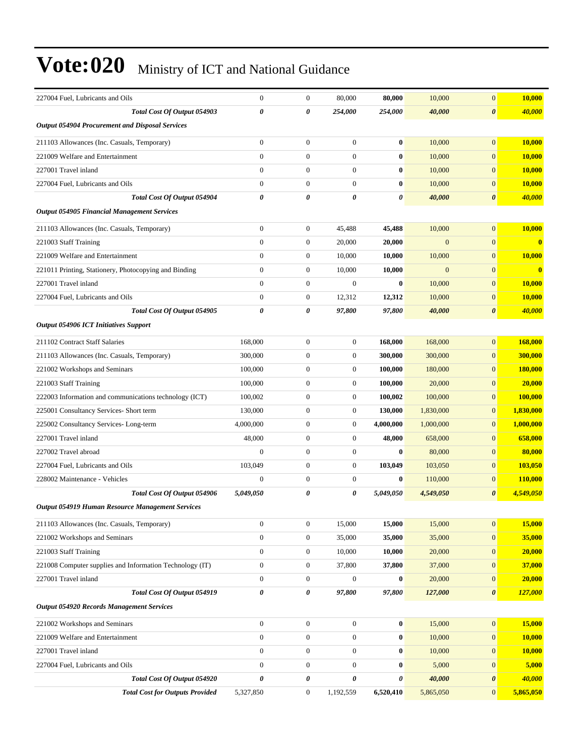# Vote:020 Ministry of ICT and National Guidance

| | | | | | | | |
|---|---|---|---|---|---|---|---|
| 227004 Fuel, Lubricants and Oils | 0 | 0 | 80,000 | **80,000** | 10,000 | 0 | **10,000** |
| ***Total Cost Of Output 054903*** | ***0*** | ***0*** | ***254,000*** | ***254,000*** | ***40,000*** | ***0*** | ***40,000*** |
| ***Output 054904 Procurement and Disposal Services*** | | | | | | | |
| 211103 Allowances (Inc. Casuals, Temporary) | 0 | 0 | 0 | **0** | 10,000 | 0 | **10,000** |
| 221009 Welfare and Entertainment | 0 | 0 | 0 | **0** | 10,000 | 0 | **10,000** |
| 227001 Travel inland | 0 | 0 | 0 | **0** | 10,000 | 0 | **10,000** |
| 227004 Fuel, Lubricants and Oils | 0 | 0 | 0 | **0** | 10,000 | 0 | **10,000** |
| ***Total Cost Of Output 054904*** | ***0*** | ***0*** | ***0*** | ***0*** | ***40,000*** | ***0*** | ***40,000*** |
| ***Output 054905 Financial Management Services*** | | | | | | | |
| 211103 Allowances (Inc. Casuals, Temporary) | 0 | 0 | 45,488 | **45,488** | 10,000 | 0 | **10,000** |
| 221003 Staff Training | 0 | 0 | 20,000 | **20,000** | 0 | 0 | **0** |
| 221009 Welfare and Entertainment | 0 | 0 | 10,000 | **10,000** | 10,000 | 0 | **10,000** |
| 221011 Printing, Stationery, Photocopying and Binding | 0 | 0 | 10,000 | **10,000** | 0 | 0 | **0** |
| 227001 Travel inland | 0 | 0 | 0 | **0** | 10,000 | 0 | **10,000** |
| 227004 Fuel, Lubricants and Oils | 0 | 0 | 12,312 | **12,312** | 10,000 | 0 | **10,000** |
| ***Total Cost Of Output 054905*** | ***0*** | ***0*** | ***97,800*** | ***97,800*** | ***40,000*** | ***0*** | ***40,000*** |
| ***Output 054906 ICT Initiatives Support*** | | | | | | | |
| 211102 Contract Staff Salaries | 168,000 | 0 | 0 | **168,000** | 168,000 | 0 | **168,000** |
| 211103 Allowances (Inc. Casuals, Temporary) | 300,000 | 0 | 0 | **300,000** | 300,000 | 0 | **300,000** |
| 221002 Workshops and Seminars | 100,000 | 0 | 0 | **100,000** | 180,000 | 0 | **180,000** |
| 221003 Staff Training | 100,000 | 0 | 0 | **100,000** | 20,000 | 0 | **20,000** |
| 222003 Information and communications technology (ICT) | 100,002 | 0 | 0 | **100,002** | 100,000 | 0 | **100,000** |
| 225001 Consultancy Services- Short term | 130,000 | 0 | 0 | **130,000** | 1,830,000 | 0 | **1,830,000** |
| 225002 Consultancy Services- Long-term | 4,000,000 | 0 | 0 | **4,000,000** | 1,000,000 | 0 | **1,000,000** |
| 227001 Travel inland | 48,000 | 0 | 0 | **48,000** | 658,000 | 0 | **658,000** |
| 227002 Travel abroad | 0 | 0 | 0 | **0** | 80,000 | 0 | **80,000** |
| 227004 Fuel, Lubricants and Oils | 103,049 | 0 | 0 | **103,049** | 103,050 | 0 | **103,050** |
| 228002 Maintenance - Vehicles | 0 | 0 | 0 | **0** | 110,000 | 0 | **110,000** |
| ***Total Cost Of Output 054906*** | ***5,049,050*** | ***0*** | ***0*** | ***5,049,050*** | ***4,549,050*** | ***0*** | ***4,549,050*** |
| ***Output 054919 Human Resource Management Services*** | | | | | | | |
| 211103 Allowances (Inc. Casuals, Temporary) | 0 | 0 | 15,000 | **15,000** | 15,000 | 0 | **15,000** |
| 221002 Workshops and Seminars | 0 | 0 | 35,000 | **35,000** | 35,000 | 0 | **35,000** |
| 221003 Staff Training | 0 | 0 | 10,000 | **10,000** | 20,000 | 0 | **20,000** |
| 221008 Computer supplies and Information Technology (IT) | 0 | 0 | 37,800 | **37,800** | 37,000 | 0 | **37,000** |
| 227001 Travel inland | 0 | 0 | 0 | **0** | 20,000 | 0 | **20,000** |
| ***Total Cost Of Output 054919*** | ***0*** | ***0*** | ***97,800*** | ***97,800*** | ***127,000*** | ***0*** | ***127,000*** |
| ***Output 054920 Records Management Services*** | | | | | | | |
| 221002 Workshops and Seminars | 0 | 0 | 0 | **0** | 15,000 | 0 | **15,000** |
| 221009 Welfare and Entertainment | 0 | 0 | 0 | **0** | 10,000 | 0 | **10,000** |
| 227001 Travel inland | 0 | 0 | 0 | **0** | 10,000 | 0 | **10,000** |
| 227004 Fuel, Lubricants and Oils | 0 | 0 | 0 | **0** | 5,000 | 0 | **5,000** |
| ***Total Cost Of Output 054920*** | ***0*** | ***0*** | ***0*** | ***0*** | ***40,000*** | ***0*** | ***40,000*** |
| ***Total Cost for Outputs Provided*** | 5,327,850 | 0 | 1,192,559 | **6,520,410** | 5,865,050 | 0 | **5,865,050** |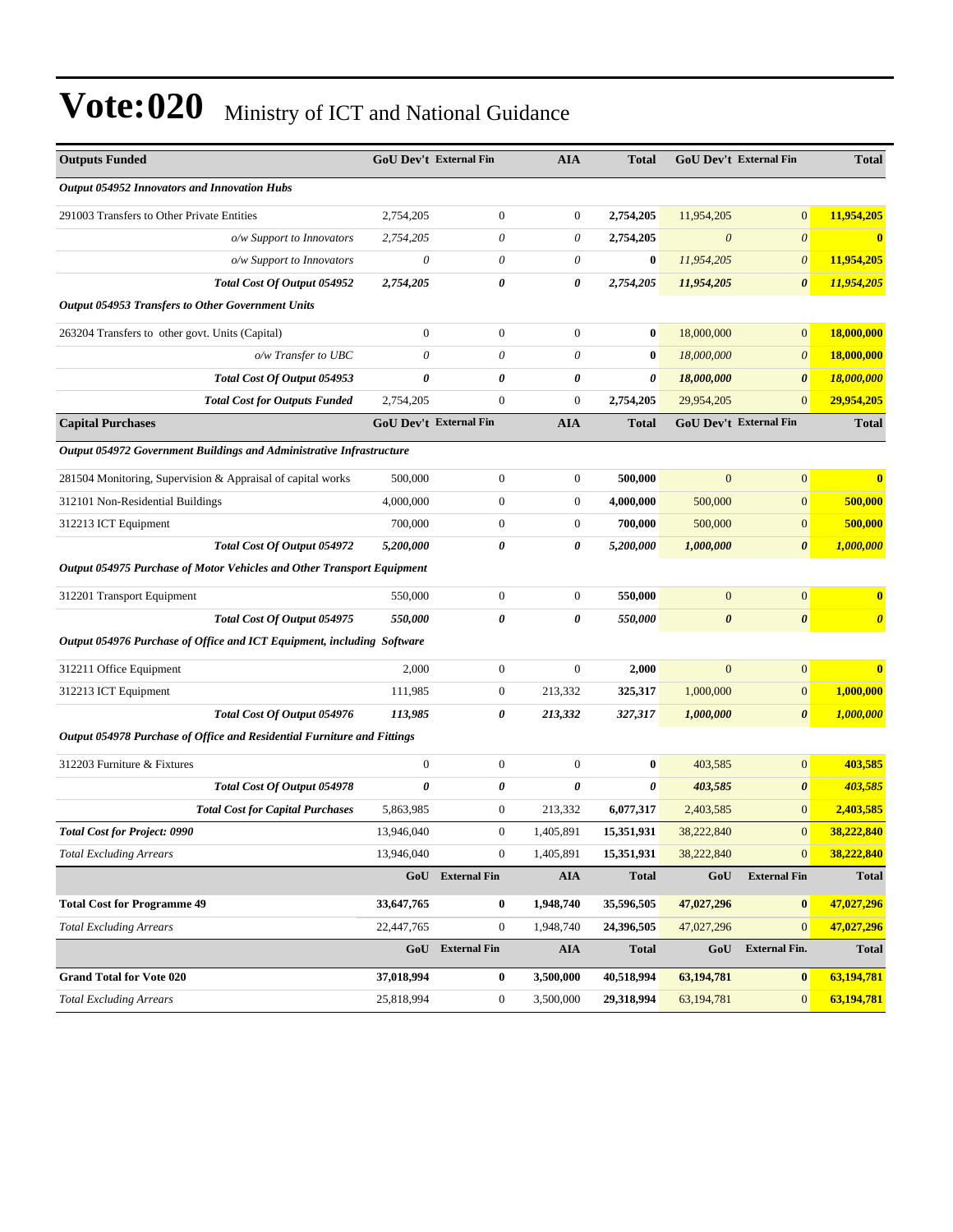# Vote:020 Ministry of ICT and National Guidance

| Outputs Funded | GoU Dev't | External Fin | AIA | Total | GoU Dev't | External Fin | Total |
|---|---|---|---|---|---|---|---|
| ***Output 054952 Innovators and Innovation Hubs*** | | | | | | | |
| 291003 Transfers to Other Private Entities | 2,754,205 | 0 | 0 | **2,754,205** | 11,954,205 | 0 | **11,954,205** |
| *o/w Support to Innovators* | *2,754,205* | *0* | *0* | **2,754,205** | *0* | *0* | **0** |
| *o/w Support to Innovators* | *0* | *0* | *0* | **0** | *11,954,205* | *0* | **11,954,205** |
| ***Total Cost Of Output 054952*** | ***2,754,205*** | ***0*** | ***0*** | ***2,754,205*** | ***11,954,205*** | ***0*** | ***11,954,205*** |
| ***Output 054953 Transfers to Other Government Units*** | | | | | | | |
| 263204 Transfers to other govt. Units (Capital) | 0 | 0 | 0 | **0** | 18,000,000 | 0 | **18,000,000** |
| *o/w Transfer to UBC* | *0* | *0* | *0* | **0** | *18,000,000* | *0* | **18,000,000** |
| ***Total Cost Of Output 054953*** | ***0*** | ***0*** | ***0*** | ***0*** | ***18,000,000*** | ***0*** | ***18,000,000*** |
| ***Total Cost for Outputs Funded*** | 2,754,205 | 0 | 0 | **2,754,205** | 29,954,205 | 0 | **29,954,205** |
| **Capital Purchases** | **GoU Dev't** | **External Fin** | **AIA** | **Total** | **GoU Dev't** | **External Fin** | **Total** |
| ***Output 054972 Government Buildings and Administrative Infrastructure*** | | | | | | | |
| 281504 Monitoring, Supervision & Appraisal of capital works | 500,000 | 0 | 0 | **500,000** | 0 | 0 | **0** |
| 312101 Non-Residential Buildings | 4,000,000 | 0 | 0 | **4,000,000** | 500,000 | 0 | **500,000** |
| 312213 ICT Equipment | 700,000 | 0 | 0 | **700,000** | 500,000 | 0 | **500,000** |
| ***Total Cost Of Output 054972*** | ***5,200,000*** | ***0*** | ***0*** | ***5,200,000*** | ***1,000,000*** | ***0*** | ***1,000,000*** |
| ***Output 054975 Purchase of Motor Vehicles and Other Transport Equipment*** | | | | | | | |
| 312201 Transport Equipment | 550,000 | 0 | 0 | **550,000** | 0 | 0 | **0** |
| ***Total Cost Of Output 054975*** | ***550,000*** | ***0*** | ***0*** | ***550,000*** | ***0*** | ***0*** | ***0*** |
| ***Output 054976 Purchase of Office and ICT Equipment, including Software*** | | | | | | | |
| 312211 Office Equipment | 2,000 | 0 | 0 | **2,000** | 0 | 0 | **0** |
| 312213 ICT Equipment | 111,985 | 0 | 213,332 | **325,317** | 1,000,000 | 0 | **1,000,000** |
| ***Total Cost Of Output 054976*** | ***113,985*** | ***0*** | ***213,332*** | ***327,317*** | ***1,000,000*** | ***0*** | ***1,000,000*** |
| ***Output 054978 Purchase of Office and Residential Furniture and Fittings*** | | | | | | | |
| 312203 Furniture & Fixtures | 0 | 0 | 0 | **0** | 403,585 | 0 | **403,585** |
| ***Total Cost Of Output 054978*** | ***0*** | ***0*** | ***0*** | ***0*** | ***403,585*** | ***0*** | ***403,585*** |
| ***Total Cost for Capital Purchases*** | 5,863,985 | 0 | 213,332 | **6,077,317** | 2,403,585 | 0 | **2,403,585** |
| ***Total Cost for Project: 0990*** | 13,946,040 | 0 | 1,405,891 | **15,351,931** | 38,222,840 | 0 | **38,222,840** |
| *Total Excluding Arrears* | 13,946,040 | 0 | 1,405,891 | **15,351,931** | 38,222,840 | 0 | **38,222,840** |
| | **GoU** | **External Fin** | **AIA** | **Total** | **GoU** | **External Fin** | **Total** |
| **Total Cost for Programme 49** | **33,647,765** | **0** | **1,948,740** | **35,596,505** | **47,027,296** | **0** | **47,027,296** |
| *Total Excluding Arrears* | 22,447,765 | 0 | 1,948,740 | 24,396,505 | 47,027,296 | 0 | **47,027,296** |
| | **GoU** | **External Fin** | **AIA** | **Total** | **GoU** | **External Fin.** | **Total** |
| **Grand Total for Vote 020** | **37,018,994** | **0** | **3,500,000** | **40,518,994** | **63,194,781** | **0** | **63,194,781** |
| *Total Excluding Arrears* | 25,818,994 | 0 | 3,500,000 | **29,318,994** | 63,194,781 | 0 | **63,194,781** |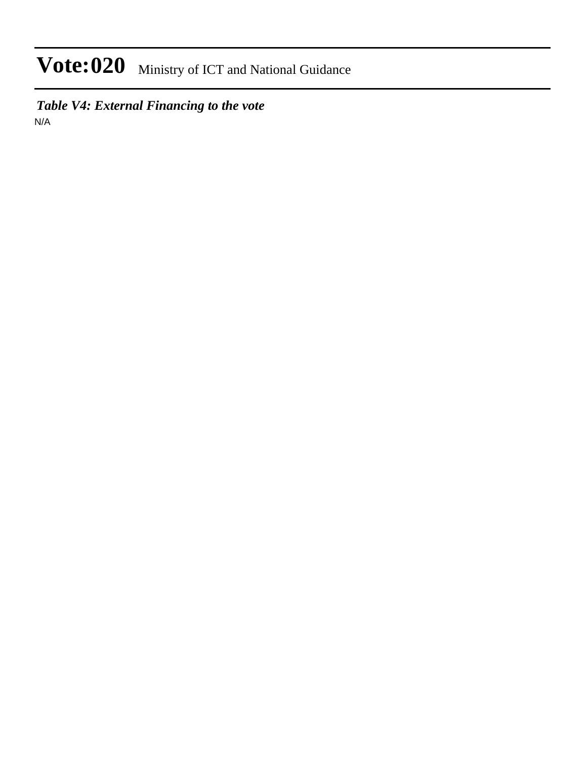# Vote:020 Ministry of ICT and National Guidance

***Table V4: External Financing to the vote***

N/A